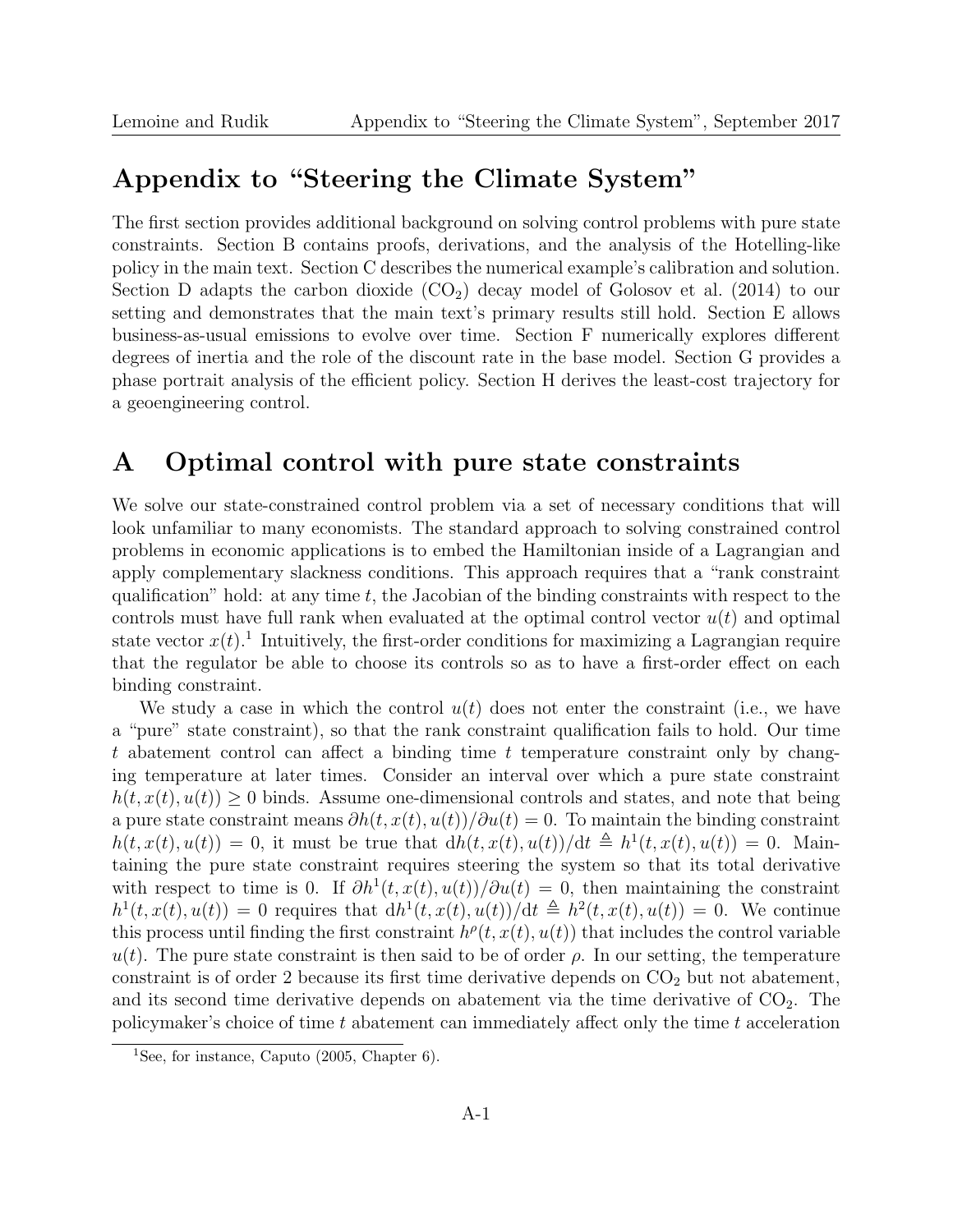# Appendix to "Steering the Climate System"

The first section provides additional background on solving control problems with pure state constraints. Section B contains proofs, derivations, and the analysis of the Hotelling-like policy in the main text. Section C describes the numerical example's calibration and solution. Section D adapts the carbon dioxide ($CO_2$) decay model of Golosov et al. (2014) to our setting and demonstrates that the main text's primary results still hold. Section E allows business-as-usual emissions to evolve over time. Section F numerically explores different degrees of inertia and the role of the discount rate in the base model. Section G provides a phase portrait analysis of the efficient policy. Section H derives the least-cost trajectory for a geoengineering control.

## A Optimal control with pure state constraints

We solve our state-constrained control problem via a set of necessary conditions that will look unfamiliar to many economists. The standard approach to solving constrained control problems in economic applications is to embed the Hamiltonian inside of a Lagrangian and apply complementary slackness conditions. This approach requires that a "rank constraint qualification" hold: at any time $t$, the Jacobian of the binding constraints with respect to the controls must have full rank when evaluated at the optimal control vector $u(t)$ and optimal state vector $x(t)$.[1] Intuitively, the first-order conditions for maximizing a Lagrangian require that the regulator be able to choose its controls so as to have a first-order effect on each binding constraint.

We study a case in which the control $u(t)$ does not enter the constraint (i.e., we have a "pure" state constraint), so that the rank constraint qualification fails to hold. Our time $t$ abatement control can affect a binding time $t$ temperature constraint only by changing temperature at later times. Consider an interval over which a pure state constraint $h(t, x(t), u(t)) \geq 0$ binds. Assume one-dimensional controls and states, and note that being a pure state constraint means $\partial h(t, x(t), u(t))/\partial u(t) = 0$. To maintain the binding constraint $h(t, x(t), u(t)) = 0$, it must be true that $\mathrm{d}h(t, x(t), u(t))/\mathrm{d}t \triangleq h^1(t, x(t), u(t)) = 0$. Maintaining the pure state constraint requires steering the system so that its total derivative with respect to time is 0. If $\partial h^1(t, x(t), u(t))/\partial u(t) = 0$, then maintaining the constraint $h^1(t, x(t), u(t)) = 0$ requires that $\mathrm{d}h^1(t, x(t), u(t))/\mathrm{d}t \triangleq h^2(t, x(t), u(t)) = 0$. We continue this process until finding the first constraint $h^\rho(t, x(t), u(t))$ that includes the control variable $u(t)$. The pure state constraint is then said to be of order $\rho$. In our setting, the temperature constraint is of order 2 because its first time derivative depends on $CO_2$ but not abatement, and its second time derivative depends on abatement via the time derivative of $CO_2$. The policymaker's choice of time $t$ abatement can immediately affect only the time $t$ acceleration

[1] See, for instance, Caputo (2005, Chapter 6).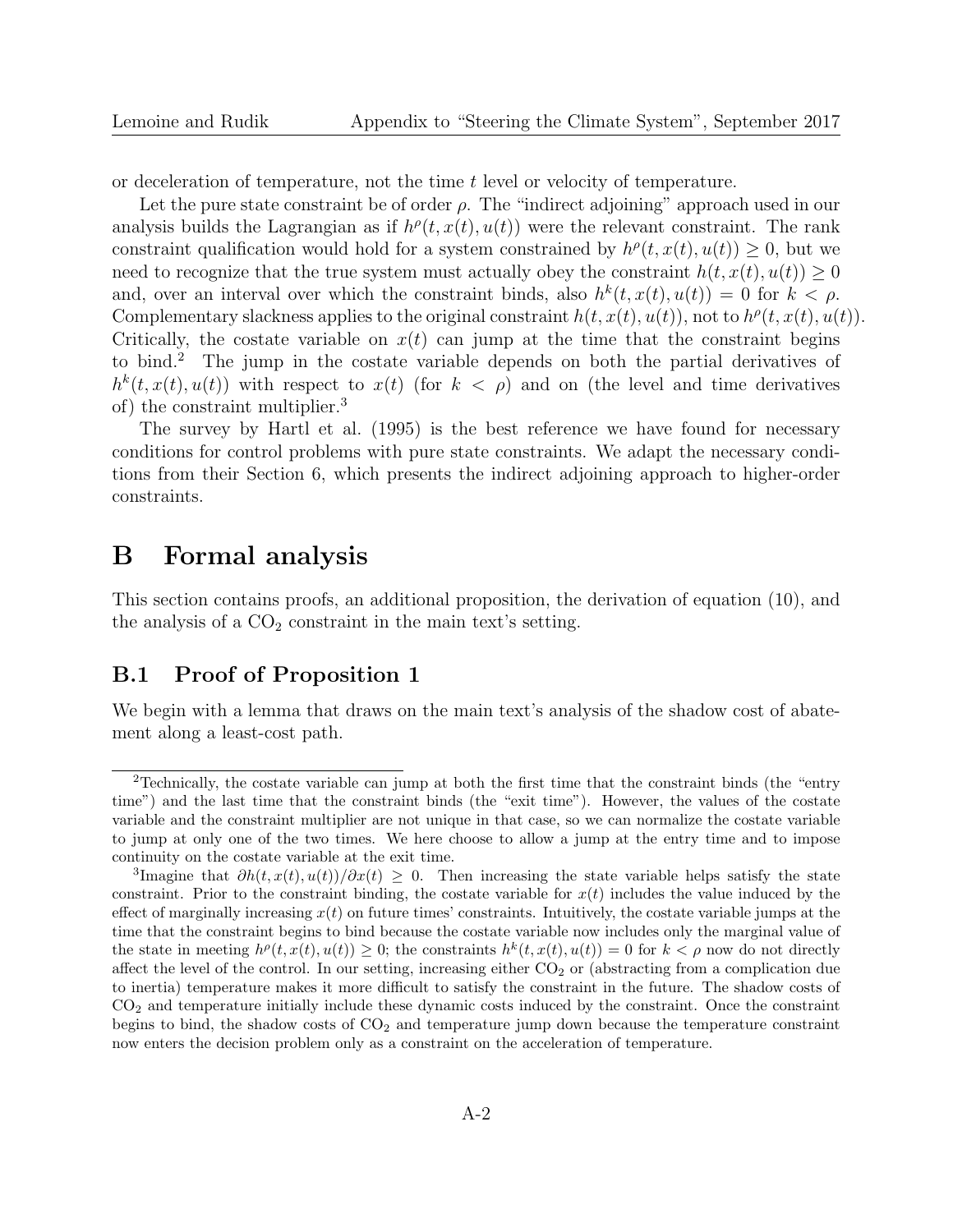or deceleration of temperature, not the time $t$ level or velocity of temperature.

Let the pure state constraint be of order $\rho$. The "indirect adjoining" approach used in our analysis builds the Lagrangian as if $h^\rho(t, x(t), u(t))$ were the relevant constraint. The rank constraint qualification would hold for a system constrained by $h^\rho(t, x(t), u(t)) \geq 0$, but we need to recognize that the true system must actually obey the constraint $h(t, x(t), u(t)) \geq 0$ and, over an interval over which the constraint binds, also $h^k(t, x(t), u(t)) = 0$ for $k < \rho$. Complementary slackness applies to the original constraint $h(t, x(t), u(t))$, not to $h^\rho(t, x(t), u(t))$. Critically, the costate variable on $x(t)$ can jump at the time that the constraint begins to bind.[2] The jump in the costate variable depends on both the partial derivatives of $h^k(t, x(t), u(t))$ with respect to $x(t)$ (for $k < \rho$) and on (the level and time derivatives of) the constraint multiplier.[3]

The survey by Hartl et al. (1995) is the best reference we have found for necessary conditions for control problems with pure state constraints. We adapt the necessary conditions from their Section 6, which presents the indirect adjoining approach to higher-order constraints.

# B Formal analysis

This section contains proofs, an additional proposition, the derivation of equation (10), and the analysis of a $CO_2$ constraint in the main text's setting.

## B.1 Proof of Proposition 1

We begin with a lemma that draws on the main text's analysis of the shadow cost of abatement along a least-cost path.

---

[2]Technically, the costate variable can jump at both the first time that the constraint binds (the "entry time") and the last time that the constraint binds (the "exit time"). However, the values of the costate variable and the constraint multiplier are not unique in that case, so we can normalize the costate variable to jump at only one of the two times. We here choose to allow a jump at the entry time and to impose continuity on the costate variable at the exit time.

[3]Imagine that $\partial h(t, x(t), u(t))/\partial x(t) \geq 0$. Then increasing the state variable helps satisfy the state constraint. Prior to the constraint binding, the costate variable for $x(t)$ includes the value induced by the effect of marginally increasing $x(t)$ on future times' constraints. Intuitively, the costate variable jumps at the time that the constraint begins to bind because the costate variable now includes only the marginal value of the state in meeting $h^\rho(t, x(t), u(t)) \geq 0$; the constraints $h^k(t, x(t), u(t)) = 0$ for $k < \rho$ now do not directly affect the level of the control. In our setting, increasing either $CO_2$ or (abstracting from a complication due to inertia) temperature makes it more difficult to satisfy the constraint in the future. The shadow costs of $CO_2$ and temperature initially include these dynamic costs induced by the constraint. Once the constraint begins to bind, the shadow costs of $CO_2$ and temperature jump down because the temperature constraint now enters the decision problem only as a constraint on the acceleration of temperature.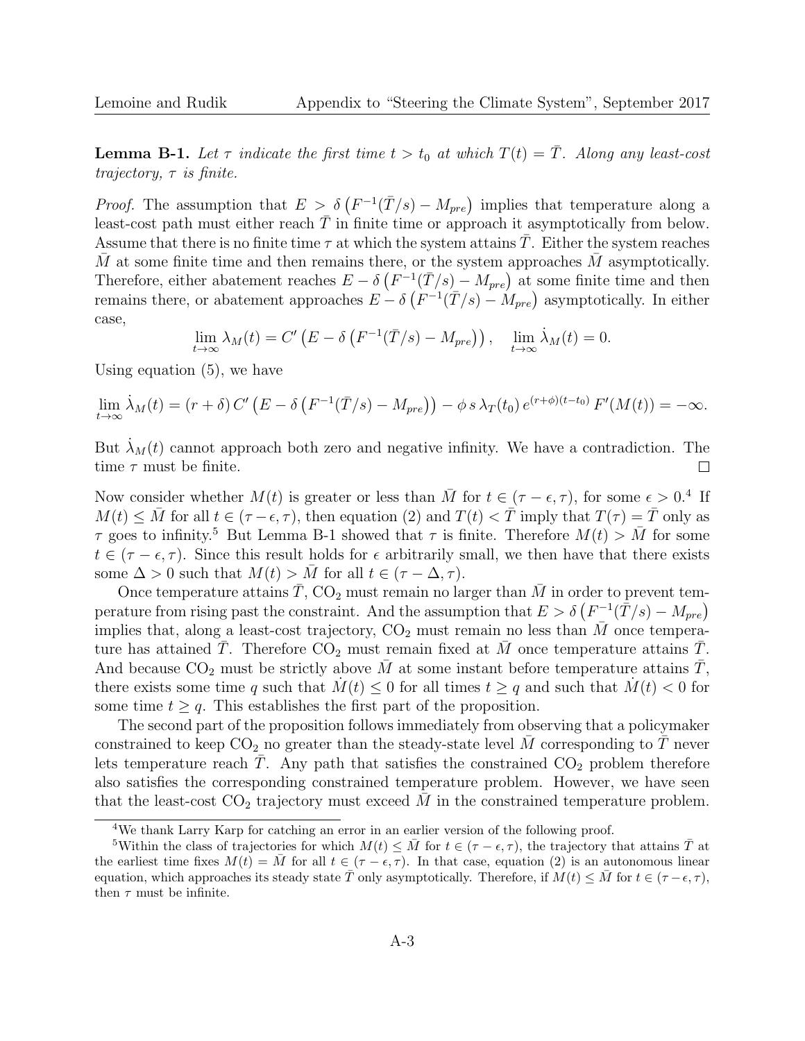**Lemma B-1.** *Let $\tau$ indicate the first time $t > t_0$ at which $T(t) = \bar{T}$. Along any least-cost trajectory, $\tau$ is finite.*

*Proof.* The assumption that $E > \delta\left(F^{-1}(\bar{T}/s) - M_{pre}\right)$ implies that temperature along a least-cost path must either reach $\bar{T}$ in finite time or approach it asymptotically from below. Assume that there is no finite time $\tau$ at which the system attains $\bar{T}$. Either the system reaches $\bar{M}$ at some finite time and then remains there, or the system approaches $\bar{M}$ asymptotically. Therefore, either abatement reaches $E - \delta\left(F^{-1}(\bar{T}/s) - M_{pre}\right)$ at some finite time and then remains there, or abatement approaches $E - \delta\left(F^{-1}(\bar{T}/s) - M_{pre}\right)$ asymptotically. In either case,

$$\lim_{t\to\infty} \lambda_M(t) = C'\left(E - \delta\left(F^{-1}(\bar{T}/s) - M_{pre}\right)\right), \quad \lim_{t\to\infty} \dot{\lambda}_M(t) = 0.$$

Using equation (5), we have

$$\lim_{t\to\infty} \dot{\lambda}_M(t) = (r+\delta)\, C'\left(E - \delta\left(F^{-1}(\bar{T}/s) - M_{pre}\right)\right) - \phi\, s\, \lambda_T(t_0)\, e^{(r+\phi)(t-t_0)}\, F'(M(t)) = -\infty.$$

But $\dot{\lambda}_M(t)$ cannot approach both zero and negative infinity. We have a contradiction. The time $\tau$ must be finite. □

Now consider whether $M(t)$ is greater or less than $\bar{M}$ for $t \in (\tau - \epsilon, \tau)$, for some $\epsilon > 0$.[4] If $M(t) \leq \bar{M}$ for all $t \in (\tau - \epsilon, \tau)$, then equation (2) and $T(t) < \bar{T}$ imply that $T(\tau) = \bar{T}$ only as $\tau$ goes to infinity.[5] But Lemma B-1 showed that $\tau$ is finite. Therefore $M(t) > \bar{M}$ for some $t \in (\tau - \epsilon, \tau)$. Since this result holds for $\epsilon$ arbitrarily small, we then have that there exists some $\Delta > 0$ such that $M(t) > \bar{M}$ for all $t \in (\tau - \Delta, \tau)$.

Once temperature attains $\bar{T}$, $CO_2$ must remain no larger than $\bar{M}$ in order to prevent temperature from rising past the constraint. And the assumption that $E > \delta\left(F^{-1}(\bar{T}/s) - M_{pre}\right)$ implies that, along a least-cost trajectory, $CO_2$ must remain no less than $\bar{M}$ once temperature has attained $\bar{T}$. Therefore $CO_2$ must remain fixed at $\bar{M}$ once temperature attains $\bar{T}$. And because $CO_2$ must be strictly above $\bar{M}$ at some instant before temperature attains $\bar{T}$, there exists some time $q$ such that $\dot{M}(t) \leq 0$ for all times $t \geq q$ and such that $\dot{M}(t) < 0$ for some time $t \geq q$. This establishes the first part of the proposition.

The second part of the proposition follows immediately from observing that a policymaker constrained to keep $CO_2$ no greater than the steady-state level $\bar{M}$ corresponding to $\bar{T}$ never lets temperature reach $\bar{T}$. Any path that satisfies the constrained $CO_2$ problem therefore also satisfies the corresponding constrained temperature problem. However, we have seen that the least-cost $CO_2$ trajectory must exceed $\bar{M}$ in the constrained temperature problem.

---

[4] We thank Larry Karp for catching an error in an earlier version of the following proof.

[5] Within the class of trajectories for which $M(t) \leq \bar{M}$ for $t \in (\tau - \epsilon, \tau)$, the trajectory that attains $\bar{T}$ at the earliest time fixes $M(t) = \bar{M}$ for all $t \in (\tau - \epsilon, \tau)$. In that case, equation (2) is an autonomous linear equation, which approaches its steady state $\bar{T}$ only asymptotically. Therefore, if $M(t) \leq \bar{M}$ for $t \in (\tau - \epsilon, \tau)$, then $\tau$ must be infinite.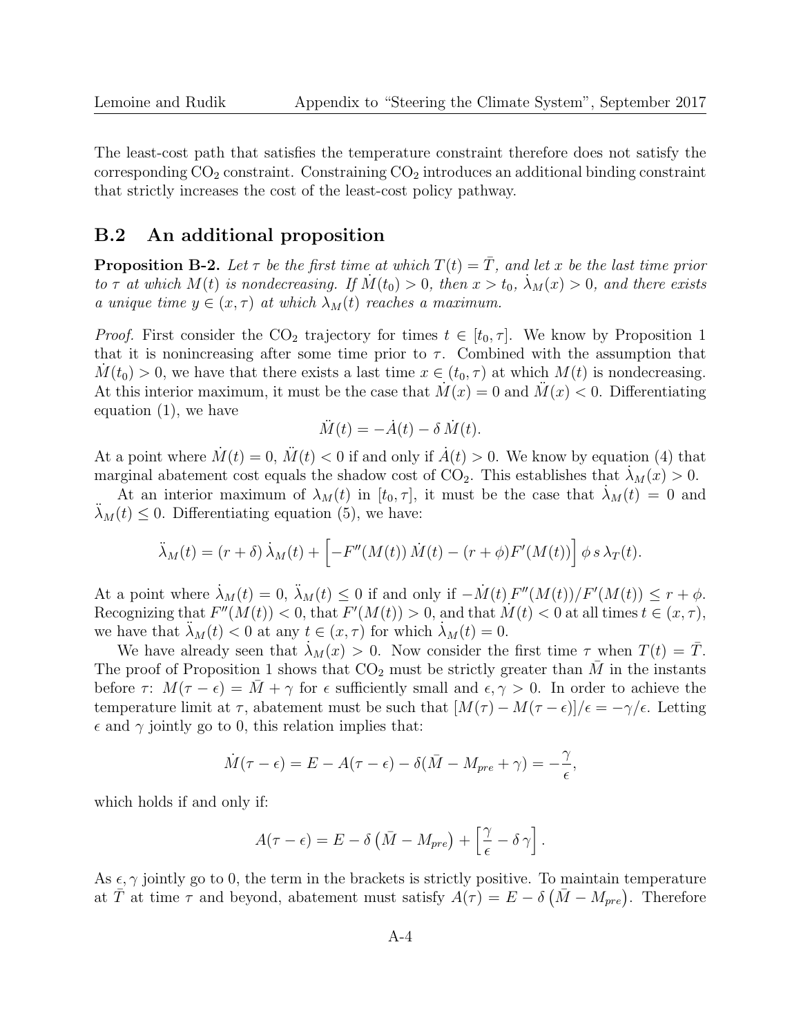The least-cost path that satisfies the temperature constraint therefore does not satisfy the corresponding $CO_2$ constraint. Constraining $CO_2$ introduces an additional binding constraint that strictly increases the cost of the least-cost policy pathway.

## B.2 An additional proposition

**Proposition B-2.** *Let $\tau$ be the first time at which $T(t) = \bar{T}$, and let $x$ be the last time prior to $\tau$ at which $M(t)$ is nondecreasing. If $\dot{M}(t_0) > 0$, then $x > t_0$, $\dot{\lambda}_M(x) > 0$, and there exists a unique time $y \in (x, \tau)$ at which $\lambda_M(t)$ reaches a maximum.*

*Proof.* First consider the $CO_2$ trajectory for times $t \in [t_0, \tau]$. We know by Proposition 1 that it is nonincreasing after some time prior to $\tau$. Combined with the assumption that $\dot{M}(t_0) > 0$, we have that there exists a last time $x \in (t_0, \tau)$ at which $M(t)$ is nondecreasing. At this interior maximum, it must be the case that $\dot{M}(x) = 0$ and $\ddot{M}(x) < 0$. Differentiating equation (1), we have

$$\ddot{M}(t) = -\dot{A}(t) - \delta\,\dot{M}(t).$$

At a point where $\dot{M}(t) = 0$, $\ddot{M}(t) < 0$ if and only if $\dot{A}(t) > 0$. We know by equation (4) that marginal abatement cost equals the shadow cost of $CO_2$. This establishes that $\dot{\lambda}_M(x) > 0$.

At an interior maximum of $\lambda_M(t)$ in $[t_0, \tau]$, it must be the case that $\dot{\lambda}_M(t) = 0$ and $\ddot{\lambda}_M(t) \leq 0$. Differentiating equation (5), we have:

$$\ddot{\lambda}_M(t) = (r + \delta)\,\dot{\lambda}_M(t) + \Big[-F''(M(t))\,\dot{M}(t) - (r + \phi)F'(M(t))\Big]\,\phi\,s\,\lambda_T(t).$$

At a point where $\dot{\lambda}_M(t) = 0$, $\ddot{\lambda}_M(t) \leq 0$ if and only if $-\dot{M}(t)\,F''(M(t))/F'(M(t)) \leq r + \phi$. Recognizing that $F''(M(t)) < 0$, that $F'(M(t)) > 0$, and that $\dot{M}(t) < 0$ at all times $t \in (x, \tau)$, we have that $\ddot{\lambda}_M(t) < 0$ at any $t \in (x, \tau)$ for which $\dot{\lambda}_M(t) = 0$.

We have already seen that $\dot{\lambda}_M(x) > 0$. Now consider the first time $\tau$ when $T(t) = \bar{T}$. The proof of Proposition 1 shows that $CO_2$ must be strictly greater than $\bar{M}$ in the instants before $\tau$: $M(\tau - \epsilon) = \bar{M} + \gamma$ for $\epsilon$ sufficiently small and $\epsilon, \gamma > 0$. In order to achieve the temperature limit at $\tau$, abatement must be such that $[M(\tau) - M(\tau - \epsilon)]/\epsilon = -\gamma/\epsilon$. Letting $\epsilon$ and $\gamma$ jointly go to 0, this relation implies that:

$$\dot{M}(\tau - \epsilon) = E - A(\tau - \epsilon) - \delta(\bar{M} - M_{pre} + \gamma) = -\frac{\gamma}{\epsilon},$$

which holds if and only if:

$$A(\tau - \epsilon) = E - \delta\left(\bar{M} - M_{pre}\right) + \left[\frac{\gamma}{\epsilon} - \delta\,\gamma\right].$$

As $\epsilon, \gamma$ jointly go to 0, the term in the brackets is strictly positive. To maintain temperature at $\bar{T}$ at time $\tau$ and beyond, abatement must satisfy $A(\tau) = E - \delta\left(\bar{M} - M_{pre}\right)$. Therefore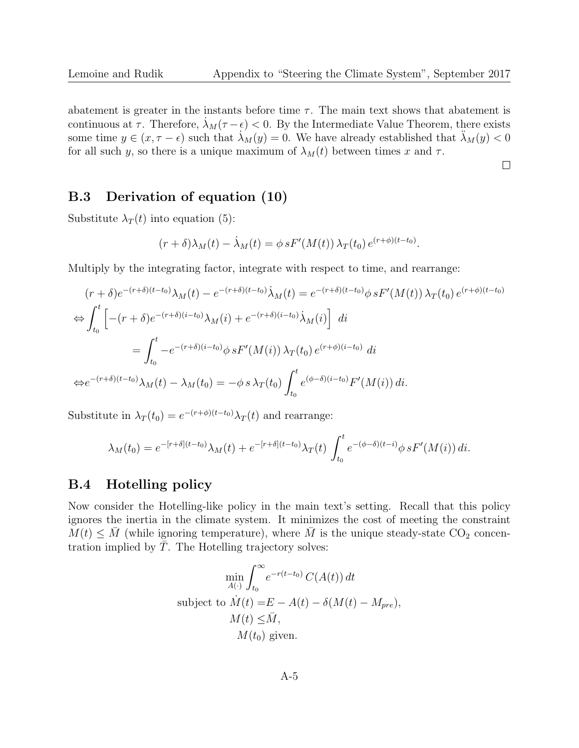abatement is greater in the instants before time $\tau$. The main text shows that abatement is continuous at $\tau$. Therefore, $\dot{\lambda}_M(\tau - \epsilon) < 0$. By the Intermediate Value Theorem, there exists some time $y \in (x, \tau - \epsilon)$ such that $\dot{\lambda}_M(y) = 0$. We have already established that $\ddot{\lambda}_M(y) < 0$ for all such $y$, so there is a unique maximum of $\lambda_M(t)$ between times $x$ and $\tau$.

□

## B.3 Derivation of equation (10)

Substitute $\lambda_T(t)$ into equation (5):

$$(r + \delta)\lambda_M(t) - \dot{\lambda}_M(t) = \phi\, sF'(M(t))\, \lambda_T(t_0)\, e^{(r+\phi)(t-t_0)}.$$

Multiply by the integrating factor, integrate with respect to time, and rearrange:

$$(r + \delta)e^{-(r+\delta)(t-t_0)}\lambda_M(t) - e^{-(r+\delta)(t-t_0)}\dot{\lambda}_M(t) = e^{-(r+\delta)(t-t_0)}\phi\, sF'(M(t))\, \lambda_T(t_0)\, e^{(r+\phi)(t-t_0)}$$

$$\Leftrightarrow \int_{t_0}^{t} \left[ -(r + \delta)e^{-(r+\delta)(i-t_0)}\lambda_M(i) + e^{-(r+\delta)(i-t_0)}\dot{\lambda}_M(i) \right] \, di$$

$$= \int_{t_0}^{t} -e^{-(r+\delta)(i-t_0)}\phi\, sF'(M(i))\, \lambda_T(t_0)\, e^{(r+\phi)(i-t_0)} \, di$$

$$\Leftrightarrow e^{-(r+\delta)(t-t_0)}\lambda_M(t) - \lambda_M(t_0) = -\phi\, s\, \lambda_T(t_0) \int_{t_0}^{t} e^{(\phi-\delta)(i-t_0)} F'(M(i))\, di.$$

Substitute in $\lambda_T(t_0) = e^{-(r+\phi)(t-t_0)}\lambda_T(t)$ and rearrange:

$$\lambda_M(t_0) = e^{-[r+\delta](t-t_0)}\lambda_M(t) + e^{-[r+\delta](t-t_0)}\lambda_T(t) \int_{t_0}^{t} e^{-(\phi-\delta)(t-i)}\phi\, sF'(M(i))\, di.$$

## B.4 Hotelling policy

Now consider the Hotelling-like policy in the main text's setting. Recall that this policy ignores the inertia in the climate system. It minimizes the cost of meeting the constraint $M(t) \leq \bar{M}$ (while ignoring temperature), where $\bar{M}$ is the unique steady-state $CO_2$ concentration implied by $\bar{T}$. The Hotelling trajectory solves:

$$\min_{A(\cdot)} \int_{t_0}^{\infty} e^{-r(t-t_0)}\, C(A(t))\, dt$$
$$\text{subject to } \dot{M}(t) = E - A(t) - \delta(M(t) - M_{pre}),$$
$$M(t) \leq \bar{M},$$
$$M(t_0) \text{ given.}$$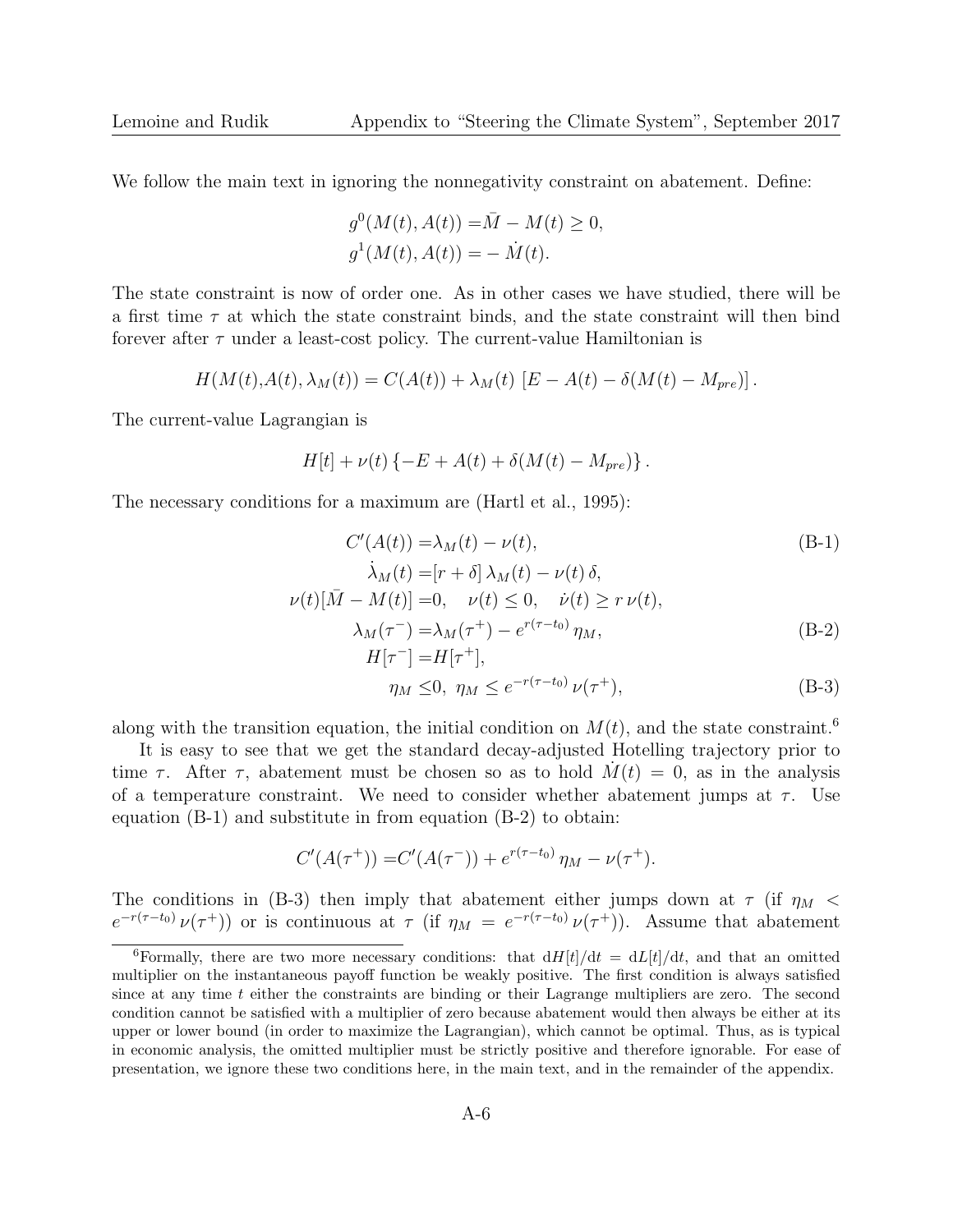We follow the main text in ignoring the nonnegativity constraint on abatement. Define:

$$g^0(M(t), A(t)) = \bar{M} - M(t) \geq 0,$$
$$g^1(M(t), A(t)) = -\dot{M}(t).$$

The state constraint is now of order one. As in other cases we have studied, there will be a first time $\tau$ at which the state constraint binds, and the state constraint will then bind forever after $\tau$ under a least-cost policy. The current-value Hamiltonian is

$$H(M(t), A(t), \lambda_M(t)) = C(A(t)) + \lambda_M(t)\,[E - A(t) - \delta(M(t) - M_{pre})]\,.$$

The current-value Lagrangian is

$$H[t] + \nu(t)\left\{-E + A(t) + \delta(M(t) - M_{pre})\right\}.$$

The necessary conditions for a maximum are (Hartl et al., 1995):

$$C'(A(t)) = \lambda_M(t) - \nu(t), \tag{B-1}$$

$$\dot{\lambda}_M(t) = [r + \delta]\,\lambda_M(t) - \nu(t)\,\delta,$$

$$\nu(t)[\bar{M} - M(t)] = 0, \quad \nu(t) \leq 0, \quad \dot{\nu}(t) \geq r\,\nu(t),$$

$$\lambda_M(\tau^-) = \lambda_M(\tau^+) - e^{r(\tau - t_0)}\,\eta_M, \tag{B-2}$$

$$H[\tau^-] = H[\tau^+],$$

$$\eta_M \leq 0,\ \eta_M \leq e^{-r(\tau - t_0)}\,\nu(\tau^+), \tag{B-3}$$

along with the transition equation, the initial condition on $M(t)$, and the state constraint.[6]

It is easy to see that we get the standard decay-adjusted Hotelling trajectory prior to time $\tau$. After $\tau$, abatement must be chosen so as to hold $\dot{M}(t) = 0$, as in the analysis of a temperature constraint. We need to consider whether abatement jumps at $\tau$. Use equation (B-1) and substitute in from equation (B-2) to obtain:

$$C'(A(\tau^+)) = C'(A(\tau^-)) + e^{r(\tau - t_0)}\,\eta_M - \nu(\tau^+).$$

The conditions in (B-3) then imply that abatement either jumps down at $\tau$ (if $\eta_M < e^{-r(\tau - t_0)}\,\nu(\tau^+)$) or is continuous at $\tau$ (if $\eta_M = e^{-r(\tau - t_0)}\,\nu(\tau^+)$). Assume that abatement

[6] Formally, there are two more necessary conditions: that $\mathrm{d}H[t]/\mathrm{d}t = \mathrm{d}L[t]/\mathrm{d}t$, and that an omitted multiplier on the instantaneous payoff function be weakly positive. The first condition is always satisfied since at any time $t$ either the constraints are binding or their Lagrange multipliers are zero. The second condition cannot be satisfied with a multiplier of zero because abatement would then always be either at its upper or lower bound (in order to maximize the Lagrangian), which cannot be optimal. Thus, as is typical in economic analysis, the omitted multiplier must be strictly positive and therefore ignorable. For ease of presentation, we ignore these two conditions here, in the main text, and in the remainder of the appendix.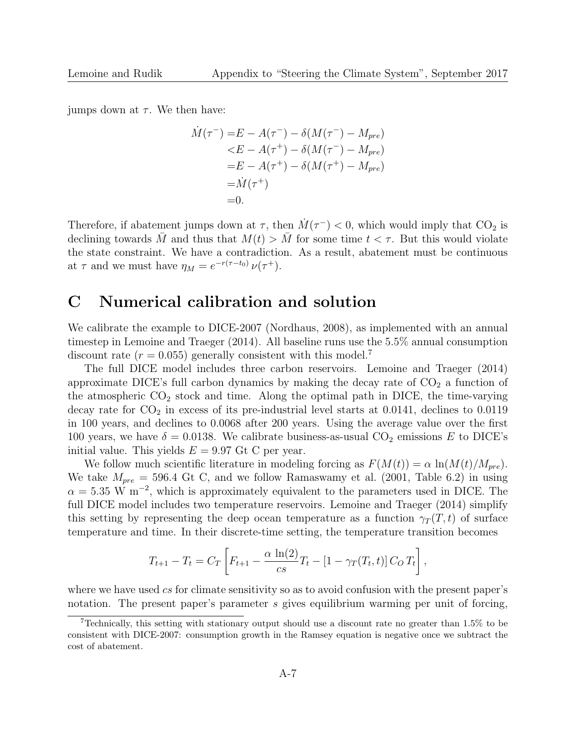jumps down at $\tau$. We then have:

$$
\begin{aligned}
\dot{M}(\tau^-) =& E - A(\tau^-) - \delta(M(\tau^-) - M_{pre}) \\
<& E - A(\tau^+) - \delta(M(\tau^-) - M_{pre}) \\
=& E - A(\tau^+) - \delta(M(\tau^+) - M_{pre}) \\
=& \dot{M}(\tau^+) \\
=& 0.
\end{aligned}
$$

Therefore, if abatement jumps down at $\tau$, then $\dot{M}(\tau^-) < 0$, which would imply that $CO_2$ is declining towards $\bar{M}$ and thus that $M(t) > \bar{M}$ for some time $t < \tau$. But this would violate the state constraint. We have a contradiction. As a result, abatement must be continuous at $\tau$ and we must have $\eta_M = e^{-r(\tau - t_0)} \nu(\tau^+)$.

# C Numerical calibration and solution

We calibrate the example to DICE-2007 (Nordhaus, 2008), as implemented with an annual timestep in Lemoine and Traeger (2014). All baseline runs use the 5.5% annual consumption discount rate ($r = 0.055$) generally consistent with this model.[7]

The full DICE model includes three carbon reservoirs. Lemoine and Traeger (2014) approximate DICE's full carbon dynamics by making the decay rate of $CO_2$ a function of the atmospheric $CO_2$ stock and time. Along the optimal path in DICE, the time-varying decay rate for $CO_2$ in excess of its pre-industrial level starts at 0.0141, declines to 0.0119 in 100 years, and declines to 0.0068 after 200 years. Using the average value over the first 100 years, we have $\delta = 0.0138$. We calibrate business-as-usual $CO_2$ emissions $E$ to DICE's initial value. This yields $E = 9.97$ Gt C per year.

We follow much scientific literature in modeling forcing as $F(M(t)) = \alpha \ln(M(t)/M_{pre})$. We take $M_{pre} = 596.4$ Gt C, and we follow Ramaswamy et al. (2001, Table 6.2) in using $\alpha = 5.35$ W m$^{-2}$, which is approximately equivalent to the parameters used in DICE. The full DICE model includes two temperature reservoirs. Lemoine and Traeger (2014) simplify this setting by representing the deep ocean temperature as a function $\gamma_T(T, t)$ of surface temperature and time. In their discrete-time setting, the temperature transition becomes

$$
T_{t+1} - T_t = C_T \left[ F_{t+1} - \frac{\alpha \ln(2)}{cs} T_t - [1 - \gamma_T(T_t, t)] \, C_O \, T_t \right],
$$

where we have used $cs$ for climate sensitivity so as to avoid confusion with the present paper's notation. The present paper's parameter $s$ gives equilibrium warming per unit of forcing,

---

[7] Technically, this setting with stationary output should use a discount rate no greater than 1.5% to be consistent with DICE-2007: consumption growth in the Ramsey equation is negative once we subtract the cost of abatement.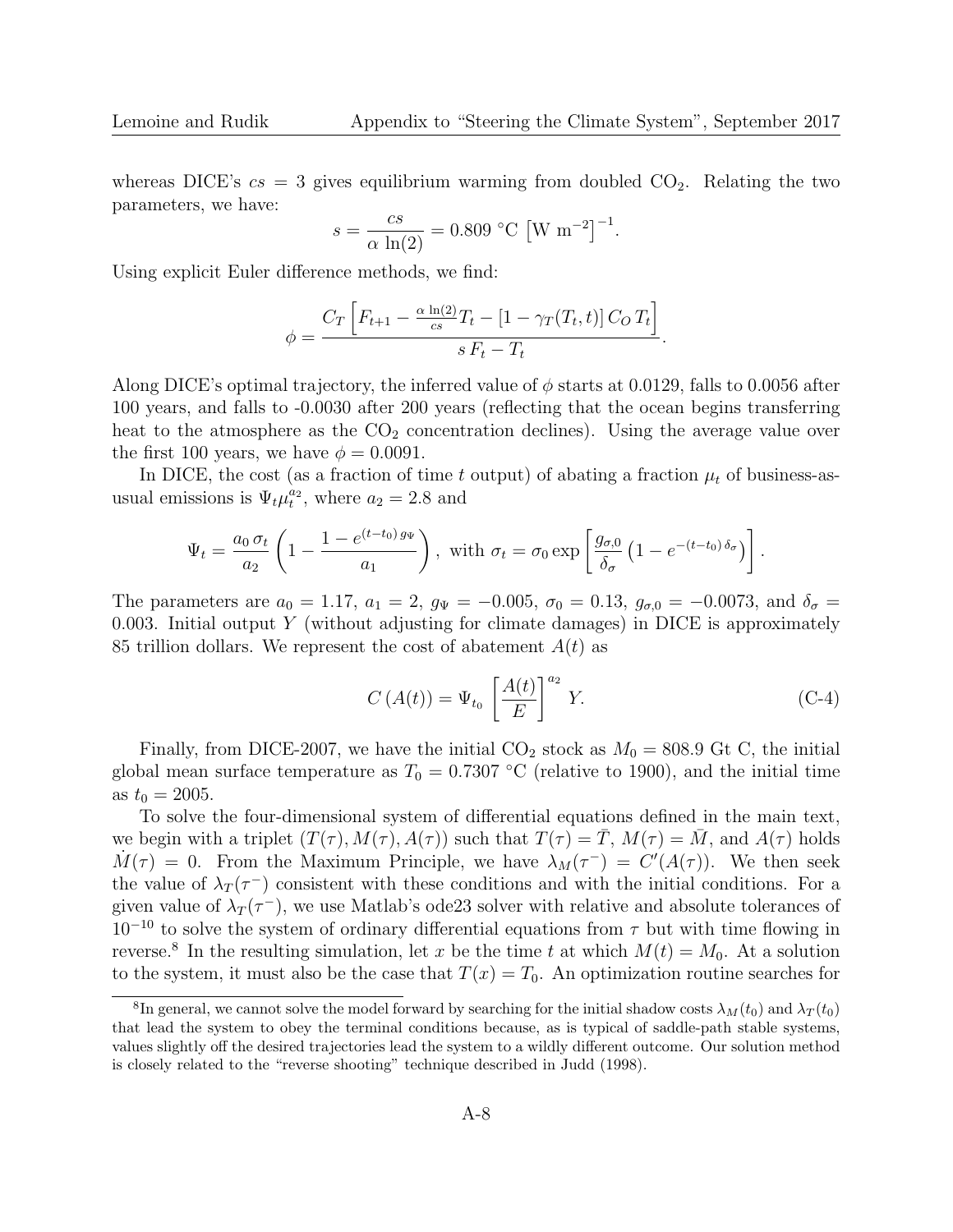whereas DICE's $cs = 3$ gives equilibrium warming from doubled $CO_2$. Relating the two parameters, we have:

$$s = \frac{cs}{\alpha \ln(2)} = 0.809 \text{ °C } \left[\text{W m}^{-2}\right]^{-1}.$$

Using explicit Euler difference methods, we find:

$$\phi = \frac{C_T \left[ F_{t+1} - \frac{\alpha \ln(2)}{cs} T_t - \left[1 - \gamma_T(T_t, t)\right] C_O \, T_t \right]}{s \, F_t - T_t}.$$

Along DICE's optimal trajectory, the inferred value of $\phi$ starts at 0.0129, falls to 0.0056 after 100 years, and falls to -0.0030 after 200 years (reflecting that the ocean begins transferring heat to the atmosphere as the $CO_2$ concentration declines). Using the average value over the first 100 years, we have $\phi = 0.0091$.

In DICE, the cost (as a fraction of time $t$ output) of abating a fraction $\mu_t$ of business-as-usual emissions is $\Psi_t \mu_t^{a_2}$, where $a_2 = 2.8$ and

$$\Psi_t = \frac{a_0 \, \sigma_t}{a_2} \left( 1 - \frac{1 - e^{(t-t_0)\, g_\Psi}}{a_1} \right), \text{ with } \sigma_t = \sigma_0 \exp\left[ \frac{g_{\sigma,0}}{\delta_\sigma} \left(1 - e^{-(t-t_0)\, \delta_\sigma}\right) \right].$$

The parameters are $a_0 = 1.17$, $a_1 = 2$, $g_\Psi = -0.005$, $\sigma_0 = 0.13$, $g_{\sigma,0} = -0.0073$, and $\delta_\sigma = 0.003$. Initial output $Y$ (without adjusting for climate damages) in DICE is approximately 85 trillion dollars. We represent the cost of abatement $A(t)$ as

$$C\left(A(t)\right) = \Psi_{t_0} \left[ \frac{A(t)}{E} \right]^{a_2} Y. \tag{C-4}$$

Finally, from DICE-2007, we have the initial $CO_2$ stock as $M_0 = 808.9$ Gt C, the initial global mean surface temperature as $T_0 = 0.7307$ °C (relative to 1900), and the initial time as $t_0 = 2005$.

To solve the four-dimensional system of differential equations defined in the main text, we begin with a triplet $(T(\tau), M(\tau), A(\tau))$ such that $T(\tau) = \bar{T}$, $M(\tau) = \bar{M}$, and $A(\tau)$ holds $\dot{M}(\tau) = 0$. From the Maximum Principle, we have $\lambda_M(\tau^-) = C'(A(\tau))$. We then seek the value of $\lambda_T(\tau^-)$ consistent with these conditions and with the initial conditions. For a given value of $\lambda_T(\tau^-)$, we use Matlab's ode23 solver with relative and absolute tolerances of $10^{-10}$ to solve the system of ordinary differential equations from $\tau$ but with time flowing in reverse.[8] In the resulting simulation, let $x$ be the time $t$ at which $M(t) = M_0$. At a solution to the system, it must also be the case that $T(x) = T_0$. An optimization routine searches for

[8] In general, we cannot solve the model forward by searching for the initial shadow costs $\lambda_M(t_0)$ and $\lambda_T(t_0)$ that lead the system to obey the terminal conditions because, as is typical of saddle-path stable systems, values slightly off the desired trajectories lead the system to a wildly different outcome. Our solution method is closely related to the "reverse shooting" technique described in Judd (1998).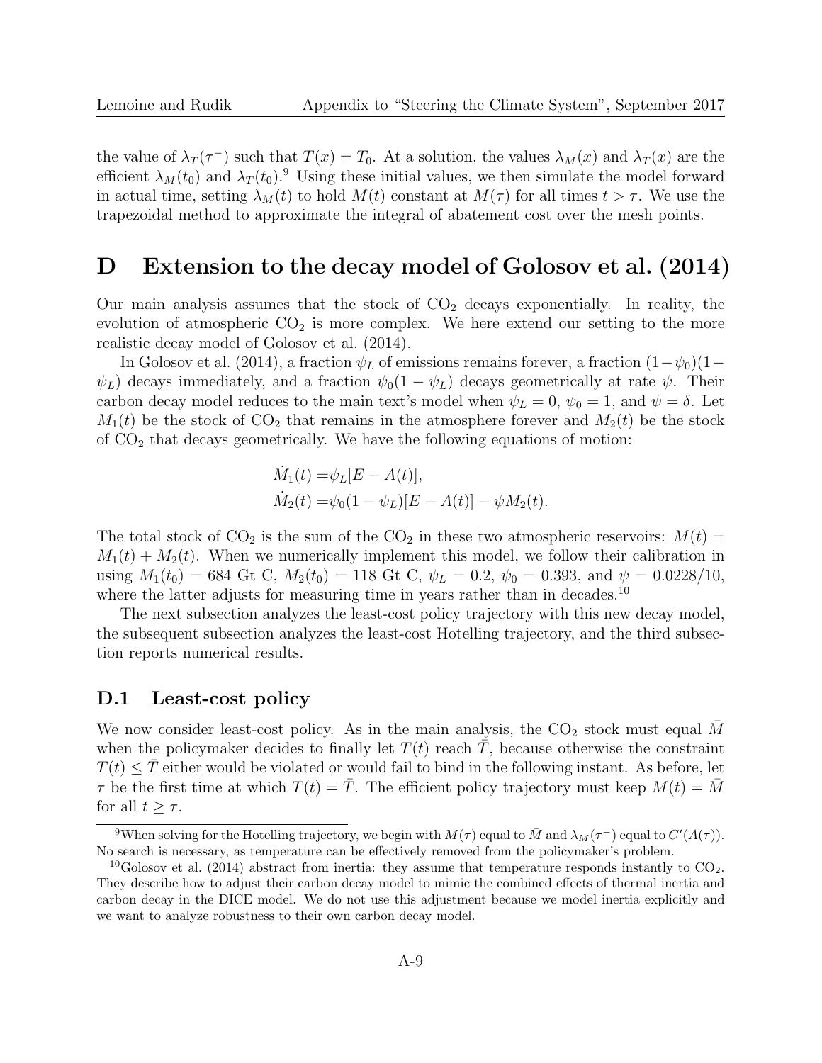the value of $\lambda_T(\tau^-)$ such that $T(x) = T_0$. At a solution, the values $\lambda_M(x)$ and $\lambda_T(x)$ are the efficient $\lambda_M(t_0)$ and $\lambda_T(t_0)$.[9] Using these initial values, we then simulate the model forward in actual time, setting $\lambda_M(t)$ to hold $M(t)$ constant at $M(\tau)$ for all times $t > \tau$. We use the trapezoidal method to approximate the integral of abatement cost over the mesh points.

# D Extension to the decay model of Golosov et al. (2014)

Our main analysis assumes that the stock of $CO_2$ decays exponentially. In reality, the evolution of atmospheric $CO_2$ is more complex. We here extend our setting to the more realistic decay model of Golosov et al. (2014).

In Golosov et al. (2014), a fraction $\psi_L$ of emissions remains forever, a fraction $(1-\psi_0)(1-\psi_L)$ decays immediately, and a fraction $\psi_0(1-\psi_L)$ decays geometrically at rate $\psi$. Their carbon decay model reduces to the main text's model when $\psi_L = 0$, $\psi_0 = 1$, and $\psi = \delta$. Let $M_1(t)$ be the stock of $CO_2$ that remains in the atmosphere forever and $M_2(t)$ be the stock of $CO_2$ that decays geometrically. We have the following equations of motion:

$$\dot{M}_1(t) = \psi_L[E - A(t)],$$
$$\dot{M}_2(t) = \psi_0(1-\psi_L)[E - A(t)] - \psi M_2(t).$$

The total stock of $CO_2$ is the sum of the $CO_2$ in these two atmospheric reservoirs: $M(t) = M_1(t) + M_2(t)$. When we numerically implement this model, we follow their calibration in using $M_1(t_0) = 684$ Gt C, $M_2(t_0) = 118$ Gt C, $\psi_L = 0.2$, $\psi_0 = 0.393$, and $\psi = 0.0228/10$, where the latter adjusts for measuring time in years rather than in decades.[10]

The next subsection analyzes the least-cost policy trajectory with this new decay model, the subsequent subsection analyzes the least-cost Hotelling trajectory, and the third subsection reports numerical results.

## D.1 Least-cost policy

We now consider least-cost policy. As in the main analysis, the $CO_2$ stock must equal $\bar{M}$ when the policymaker decides to finally let $T(t)$ reach $\bar{T}$, because otherwise the constraint $T(t) \leq \bar{T}$ either would be violated or would fail to bind in the following instant. As before, let $\tau$ be the first time at which $T(t) = \bar{T}$. The efficient policy trajectory must keep $M(t) = \bar{M}$ for all $t \geq \tau$.

[9] When solving for the Hotelling trajectory, we begin with $M(\tau)$ equal to $\bar{M}$ and $\lambda_M(\tau^-)$ equal to $C'(A(\tau))$. No search is necessary, as temperature can be effectively removed from the policymaker's problem.

[10] Golosov et al. (2014) abstract from inertia: they assume that temperature responds instantly to $CO_2$. They describe how to adjust their carbon decay model to mimic the combined effects of thermal inertia and carbon decay in the DICE model. We do not use this adjustment because we model inertia explicitly and we want to analyze robustness to their own carbon decay model.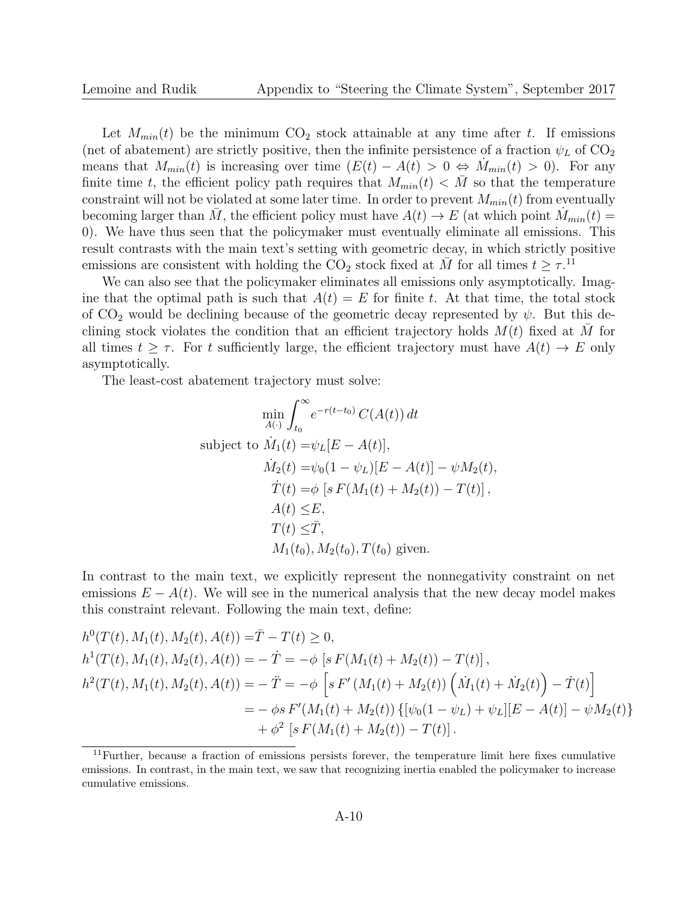Let $M_{min}(t)$ be the minimum $CO_2$ stock attainable at any time after $t$. If emissions (net of abatement) are strictly positive, then the infinite persistence of a fraction $\psi_L$ of $CO_2$ means that $M_{min}(t)$ is increasing over time ($E(t) - A(t) > 0 \Leftrightarrow \dot{M}_{min}(t) > 0$). For any finite time $t$, the efficient policy path requires that $M_{min}(t) < \bar{M}$ so that the temperature constraint will not be violated at some later time. In order to prevent $M_{min}(t)$ from eventually becoming larger than $\bar{M}$, the efficient policy must have $A(t) \to E$ (at which point $\dot{M}_{min}(t) = 0$). We have thus seen that the policymaker must eventually eliminate all emissions. This result contrasts with the main text's setting with geometric decay, in which strictly positive emissions are consistent with holding the $CO_2$ stock fixed at $\bar{M}$ for all times $t \geq \tau$.[11]

We can also see that the policymaker eliminates all emissions only asymptotically. Imagine that the optimal path is such that $A(t) = E$ for finite $t$. At that time, the total stock of $CO_2$ would be declining because of the geometric decay represented by $\psi$. But this declining stock violates the condition that an efficient trajectory holds $M(t)$ fixed at $\bar{M}$ for all times $t \geq \tau$. For $t$ sufficiently large, the efficient trajectory must have $A(t) \to E$ only asymptotically.

The least-cost abatement trajectory must solve:

$$
\begin{aligned}
\min_{A(\cdot)} \int_{t_0}^{\infty} & e^{-r(t-t_0)}\, C(A(t))\, dt \\
\text{subject to } \dot{M}_1(t) =& \psi_L[E - A(t)], \\
\dot{M}_2(t) =& \psi_0(1-\psi_L)[E - A(t)] - \psi M_2(t), \\
\dot{T}(t) =& \phi \left[ s\, F(M_1(t) + M_2(t)) - T(t) \right], \\
A(t) \leq& E, \\
T(t) \leq& \bar{T}, \\
& M_1(t_0), M_2(t_0), T(t_0) \text{ given.}
\end{aligned}
$$

In contrast to the main text, we explicitly represent the nonnegativity constraint on net emissions $E - A(t)$. We will see in the numerical analysis that the new decay model makes this constraint relevant. Following the main text, define:

$$
\begin{aligned}
h^0(T(t), M_1(t), M_2(t), A(t)) =& \bar{T} - T(t) \geq 0, \\
h^1(T(t), M_1(t), M_2(t), A(t)) =& -\dot{T} = -\phi \left[ s\, F(M_1(t) + M_2(t)) - T(t) \right], \\
h^2(T(t), M_1(t), M_2(t), A(t)) =& -\ddot{T} = -\phi \left[ s\, F'\left(M_1(t) + M_2(t)\right) \left( \dot{M}_1(t) + \dot{M}_2(t) \right) - \dot{T}(t) \right] \\
=& -\phi s\, F'(M_1(t) + M_2(t)) \left\{ [\psi_0(1-\psi_L) + \psi_L][E - A(t)] - \psi M_2(t) \right\} \\
&+ \phi^2 \left[ s\, F(M_1(t) + M_2(t)) - T(t) \right].
\end{aligned}
$$

[11] Further, because a fraction of emissions persists forever, the temperature limit here fixes cumulative emissions. In contrast, in the main text, we saw that recognizing inertia enabled the policymaker to increase cumulative emissions.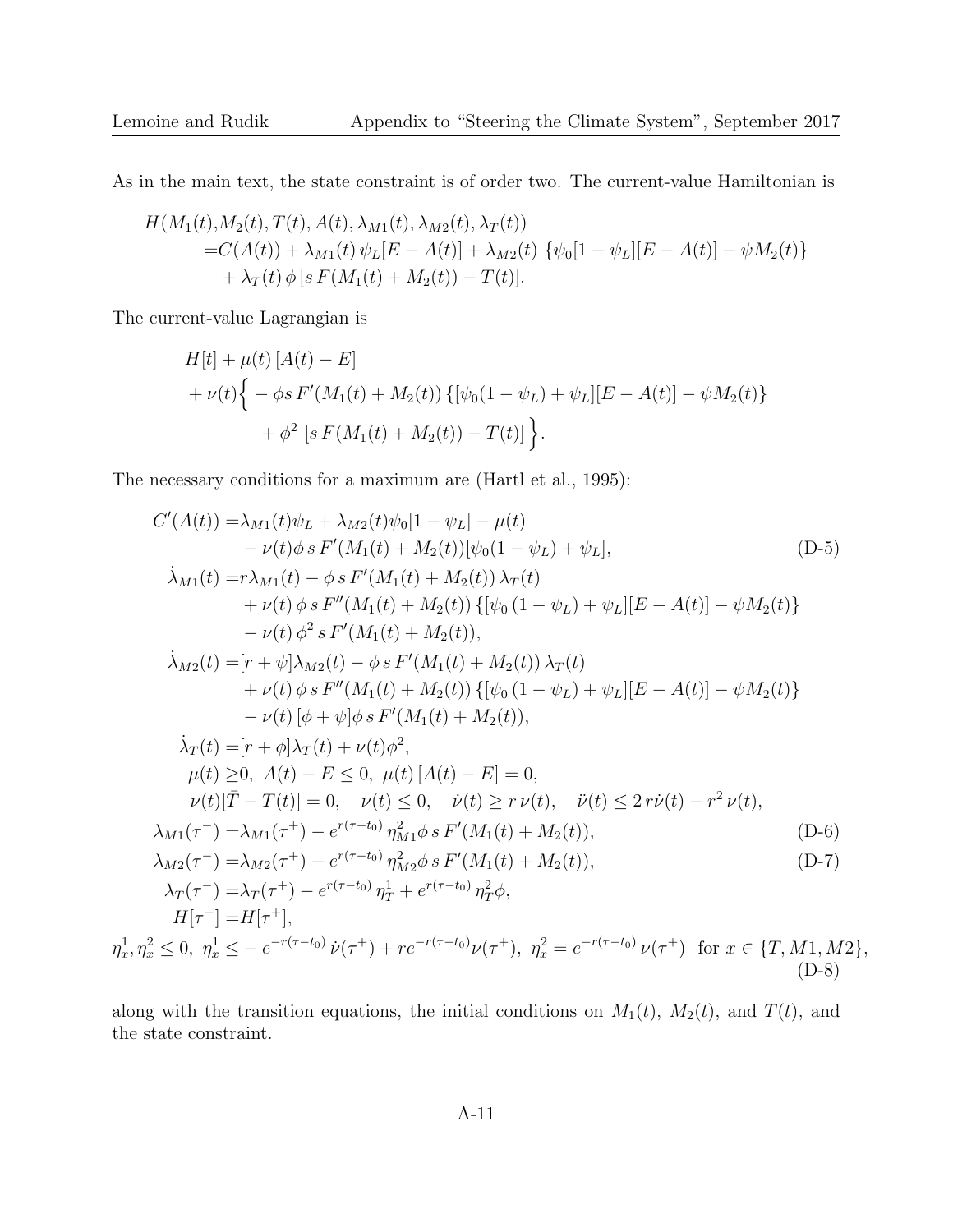As in the main text, the state constraint is of order two. The current-value Hamiltonian is

$$
\begin{aligned}
H(M_1(t),&M_2(t), T(t), A(t), \lambda_{M1}(t), \lambda_{M2}(t), \lambda_T(t)) \\
=&C(A(t)) + \lambda_{M1}(t)\, \psi_L[E - A(t)] + \lambda_{M2}(t)\, \{\psi_0[1 - \psi_L][E - A(t)] - \psi M_2(t)\} \\
&+ \lambda_T(t)\, \phi\, [s\, F(M_1(t) + M_2(t)) - T(t)].
\end{aligned}
$$

The current-value Lagrangian is

$$
\begin{aligned}
&H[t] + \mu(t)\, [A(t) - E] \\
&+ \nu(t)\Big\{ - \phi s\, F'(M_1(t) + M_2(t))\, \{[\psi_0(1 - \psi_L) + \psi_L][E - A(t)] - \psi M_2(t)\} \\
&\qquad + \phi^2\, [s\, F(M_1(t) + M_2(t)) - T(t)] \Big\}.
\end{aligned}
$$

The necessary conditions for a maximum are (Hartl et al., 1995):

$$
\begin{aligned}
C'(A(t)) =&\lambda_{M1}(t)\psi_L + \lambda_{M2}(t)\psi_0[1 - \psi_L] - \mu(t) \\
&- \nu(t)\phi\, s\, F'(M_1(t) + M_2(t))[\psi_0(1 - \psi_L) + \psi_L], \qquad \text{(D-5)}\\
\dot{\lambda}_{M1}(t) =&r\lambda_{M1}(t) - \phi\, s\, F'(M_1(t) + M_2(t))\, \lambda_T(t) \\
&+ \nu(t)\, \phi\, s\, F''(M_1(t) + M_2(t))\, \{[\psi_0\, (1 - \psi_L) + \psi_L][E - A(t)] - \psi M_2(t)\} \\
&- \nu(t)\, \phi^2\, s\, F'(M_1(t) + M_2(t)), \\
\dot{\lambda}_{M2}(t) =&[r + \psi]\lambda_{M2}(t) - \phi\, s\, F'(M_1(t) + M_2(t))\, \lambda_T(t) \\
&+ \nu(t)\, \phi\, s\, F''(M_1(t) + M_2(t))\, \{[\psi_0\, (1 - \psi_L) + \psi_L][E - A(t)] - \psi M_2(t)\} \\
&- \nu(t)\, [\phi + \psi]\phi\, s\, F'(M_1(t) + M_2(t)), \\
\dot{\lambda}_T(t) =&[r + \phi]\lambda_T(t) + \nu(t)\phi^2, \\
\mu(t) \geq& 0,\ A(t) - E \leq 0,\ \mu(t)\, [A(t) - E] = 0, \\
\nu(t)[\bar{T} - T(t)] =& 0, \quad \nu(t) \leq 0, \quad \dot{\nu}(t) \geq r\, \nu(t), \quad \ddot{\nu}(t) \leq 2\, r\dot{\nu}(t) - r^2\, \nu(t), \\
\lambda_{M1}(\tau^-) =&\lambda_{M1}(\tau^+) - e^{r(\tau - t_0)}\, \eta^2_{M1}\phi\, s\, F'(M_1(t) + M_2(t)), \qquad \text{(D-6)}\\
\lambda_{M2}(\tau^-) =&\lambda_{M2}(\tau^+) - e^{r(\tau - t_0)}\, \eta^2_{M2}\phi\, s\, F'(M_1(t) + M_2(t)), \qquad \text{(D-7)}\\
\lambda_T(\tau^-) =&\lambda_T(\tau^+) - e^{r(\tau - t_0)}\, \eta^1_T + e^{r(\tau - t_0)}\, \eta^2_T\phi, \\
H[\tau^-] =&H[\tau^+], \\
\eta^1_x, \eta^2_x \leq 0,\ \eta^1_x \leq& - e^{-r(\tau - t_0)}\, \dot{\nu}(\tau^+) + re^{-r(\tau - t_0)}\nu(\tau^+),\ \eta^2_x = e^{-r(\tau - t_0)}\, \nu(\tau^+) \ \text{ for } x \in \{T, M1, M2\}, \qquad \text{(D-8)}
\end{aligned}
$$

along with the transition equations, the initial conditions on $M_1(t)$, $M_2(t)$, and $T(t)$, and the state constraint.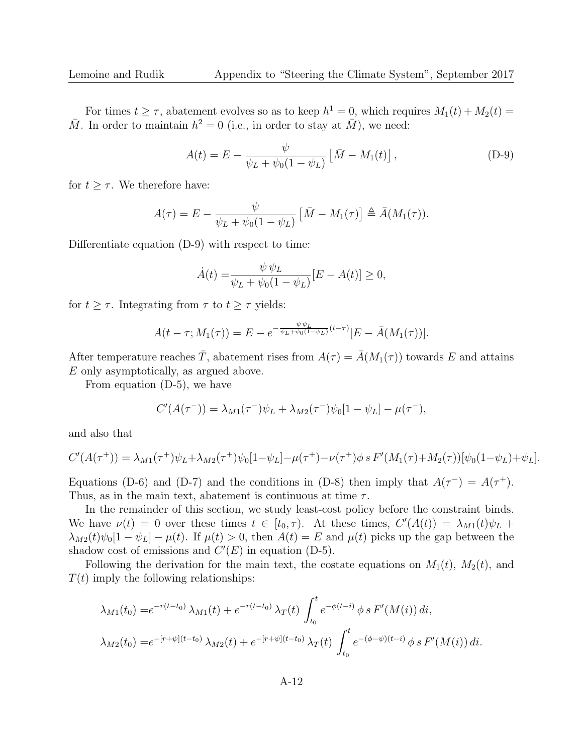For times $t \geq \tau$, abatement evolves so as to keep $h^1 = 0$, which requires $M_1(t) + M_2(t) = \bar{M}$. In order to maintain $h^2 = 0$ (i.e., in order to stay at $\bar{M}$), we need:

$$A(t) = E - \frac{\psi}{\psi_L + \psi_0(1 - \psi_L)} \left[\bar{M} - M_1(t)\right], \tag{D-9}$$

for $t \geq \tau$. We therefore have:

$$A(\tau) = E - \frac{\psi}{\psi_L + \psi_0(1 - \psi_L)} \left[\bar{M} - M_1(\tau)\right] \triangleq \bar{A}(M_1(\tau)).$$

Differentiate equation (D-9) with respect to time:

$$\dot{A}(t) = \frac{\psi \, \psi_L}{\psi_L + \psi_0(1 - \psi_L)}[E - A(t)] \geq 0,$$

for $t \geq \tau$. Integrating from $\tau$ to $t \geq \tau$ yields:

$$A(t - \tau; M_1(\tau)) = E - e^{-\frac{\psi \, \psi_L}{\psi_L + \psi_0(1-\psi_L)}(t-\tau)}[E - \bar{A}(M_1(\tau))].$$

After temperature reaches $\bar{T}$, abatement rises from $A(\tau) = \bar{A}(M_1(\tau))$ towards $E$ and attains $E$ only asymptotically, as argued above.

From equation (D-5), we have

$$C'(A(\tau^-)) = \lambda_{M1}(\tau^-)\psi_L + \lambda_{M2}(\tau^-)\psi_0[1 - \psi_L] - \mu(\tau^-),$$

and also that

$$C'(A(\tau^+)) = \lambda_{M1}(\tau^+)\psi_L + \lambda_{M2}(\tau^+)\psi_0[1 - \psi_L] - \mu(\tau^+) - \nu(\tau^+)\phi \, s \, F'(M_1(\tau) + M_2(\tau))[\psi_0(1 - \psi_L) + \psi_L].$$

Equations (D-6) and (D-7) and the conditions in (D-8) then imply that $A(\tau^-) = A(\tau^+)$. Thus, as in the main text, abatement is continuous at time $\tau$.

In the remainder of this section, we study least-cost policy before the constraint binds. We have $\nu(t) = 0$ over these times $t \in [t_0, \tau)$. At these times, $C'(A(t)) = \lambda_{M1}(t)\psi_L + \lambda_{M2}(t)\psi_0[1 - \psi_L] - \mu(t)$. If $\mu(t) > 0$, then $A(t) = E$ and $\mu(t)$ picks up the gap between the shadow cost of emissions and $C'(E)$ in equation (D-5).

Following the derivation for the main text, the costate equations on $M_1(t)$, $M_2(t)$, and $T(t)$ imply the following relationships:

$$\lambda_{M1}(t_0) = e^{-r(t-t_0)} \, \lambda_{M1}(t) + e^{-r(t-t_0)} \, \lambda_T(t) \int_{t_0}^{t} e^{-\phi(t-i)} \, \phi \, s \, F'(M(i)) \, di,$$

$$\lambda_{M2}(t_0) = e^{-[r+\psi](t-t_0)} \, \lambda_{M2}(t) + e^{-[r+\psi](t-t_0)} \, \lambda_T(t) \int_{t_0}^{t} e^{-(\phi-\psi)(t-i)} \, \phi \, s \, F'(M(i)) \, di.$$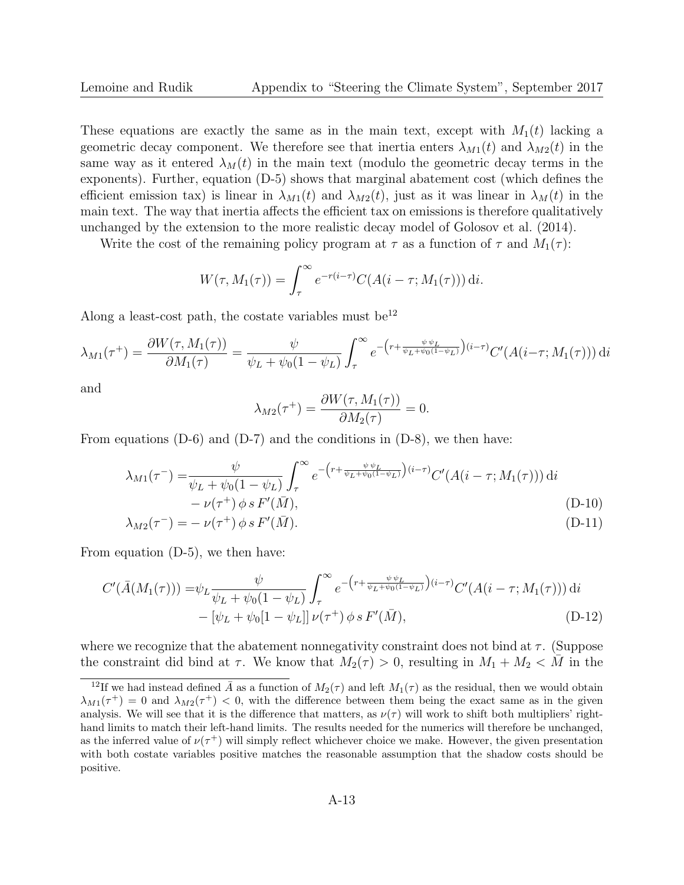These equations are exactly the same as in the main text, except with $M_1(t)$ lacking a geometric decay component. We therefore see that inertia enters $\lambda_{M1}(t)$ and $\lambda_{M2}(t)$ in the same way as it entered $\lambda_M(t)$ in the main text (modulo the geometric decay terms in the exponents). Further, equation (D-5) shows that marginal abatement cost (which defines the efficient emission tax) is linear in $\lambda_{M1}(t)$ and $\lambda_{M2}(t)$, just as it was linear in $\lambda_M(t)$ in the main text. The way that inertia affects the efficient tax on emissions is therefore qualitatively unchanged by the extension to the more realistic decay model of Golosov et al. (2014).

Write the cost of the remaining policy program at $\tau$ as a function of $\tau$ and $M_1(\tau)$:

$$W(\tau, M_1(\tau)) = \int_\tau^\infty e^{-r(i-\tau)} C(A(i-\tau; M_1(\tau)))\,\mathrm{d}i.$$

Along a least-cost path, the costate variables must be[12]

$$\lambda_{M1}(\tau^+) = \frac{\partial W(\tau, M_1(\tau))}{\partial M_1(\tau)} = \frac{\psi}{\psi_L + \psi_0(1-\psi_L)} \int_\tau^\infty e^{-\left(r + \frac{\psi\,\psi_L}{\psi_L + \psi_0(1-\psi_L)}\right)(i-\tau)} C'(A(i-\tau; M_1(\tau)))\,\mathrm{d}i$$

and

$$\lambda_{M2}(\tau^+) = \frac{\partial W(\tau, M_1(\tau))}{\partial M_2(\tau)} = 0.$$

From equations (D-6) and (D-7) and the conditions in (D-8), we then have:

$$\begin{aligned}
\lambda_{M1}(\tau^-) =& \frac{\psi}{\psi_L + \psi_0(1-\psi_L)} \int_\tau^\infty e^{-\left(r + \frac{\psi\,\psi_L}{\psi_L + \psi_0(1-\psi_L)}\right)(i-\tau)} C'(A(i-\tau; M_1(\tau)))\,\mathrm{d}i \\
&- \nu(\tau^+)\,\phi\,s\,F'(\bar{M}), \qquad \text{(D-10)}\\
\lambda_{M2}(\tau^-) =& -\nu(\tau^+)\,\phi\,s\,F'(\bar{M}). \qquad \text{(D-11)}
\end{aligned}$$

From equation (D-5), we then have:

$$\begin{aligned}
C'(\bar{A}(M_1(\tau))) =& \psi_L \frac{\psi}{\psi_L + \psi_0(1-\psi_L)} \int_\tau^\infty e^{-\left(r + \frac{\psi\,\psi_L}{\psi_L + \psi_0(1-\psi_L)}\right)(i-\tau)} C'(A(i-\tau; M_1(\tau)))\,\mathrm{d}i \\
&- [\psi_L + \psi_0[1-\psi_L]]\,\nu(\tau^+)\,\phi\,s\,F'(\bar{M}), \qquad \text{(D-12)}
\end{aligned}$$

where we recognize that the abatement nonnegativity constraint does not bind at $\tau$. (Suppose the constraint did bind at $\tau$. We know that $M_2(\tau) > 0$, resulting in $M_1 + M_2 < \bar{M}$ in the

---

[12] If we had instead defined $\bar{A}$ as a function of $M_2(\tau)$ and left $M_1(\tau)$ as the residual, then we would obtain $\lambda_{M1}(\tau^+) = 0$ and $\lambda_{M2}(\tau^+) < 0$, with the difference between them being the exact same as in the given analysis. We will see that it is the difference that matters, as $\nu(\tau)$ will work to shift both multipliers' right-hand limits to match their left-hand limits. The results needed for the numerics will therefore be unchanged, as the inferred value of $\nu(\tau^+)$ will simply reflect whichever choice we make. However, the given presentation with both costate variables positive matches the reasonable assumption that the shadow costs should be positive.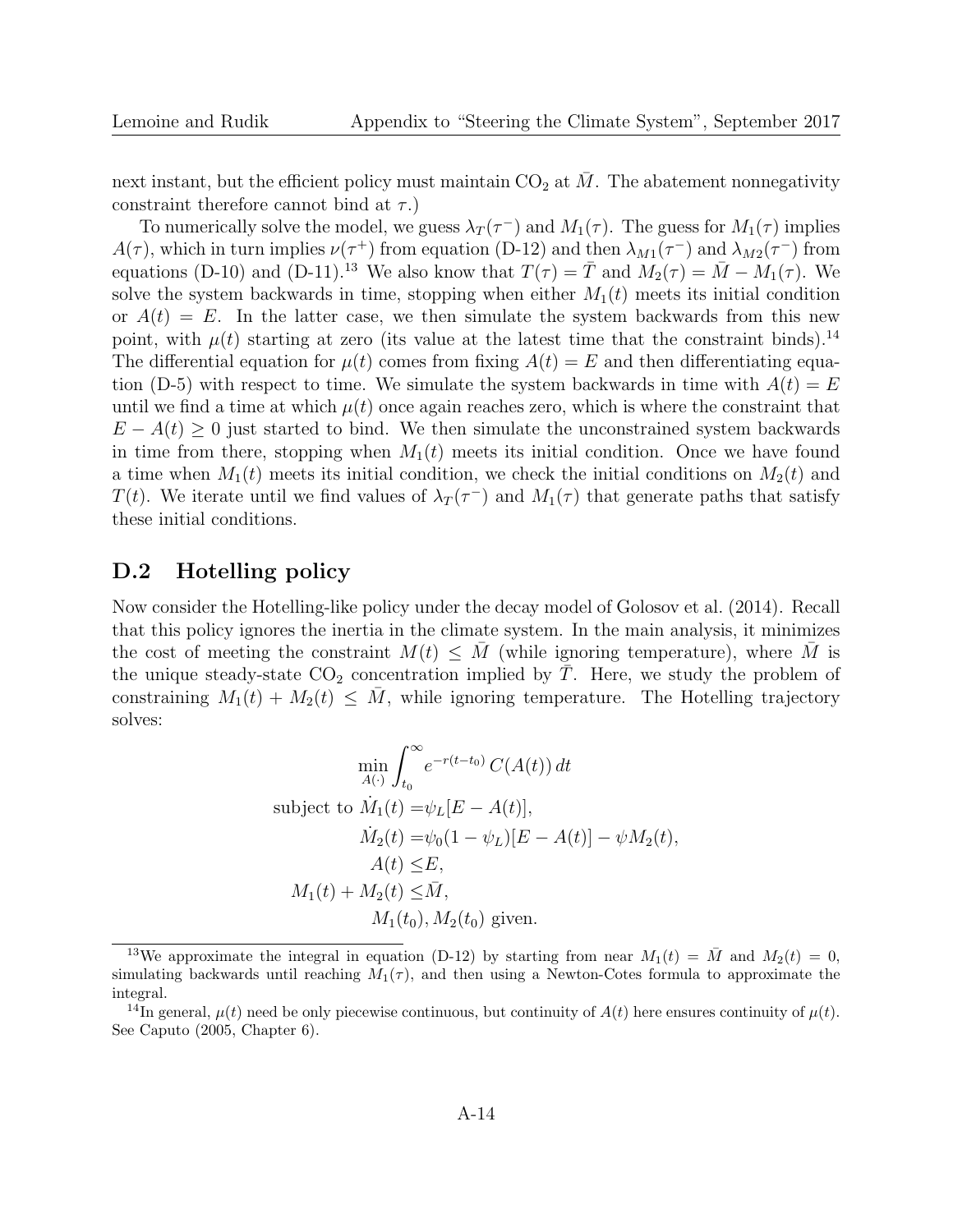next instant, but the efficient policy must maintain $CO_2$ at $\bar{M}$. The abatement nonnegativity constraint therefore cannot bind at $\tau$.)

To numerically solve the model, we guess $\lambda_T(\tau^-)$ and $M_1(\tau)$. The guess for $M_1(\tau)$ implies $A(\tau)$, which in turn implies $\nu(\tau^+)$ from equation (D-12) and then $\lambda_{M1}(\tau^-)$ and $\lambda_{M2}(\tau^-)$ from equations (D-10) and (D-11).[13] We also know that $T(\tau) = \bar{T}$ and $M_2(\tau) = \bar{M} - M_1(\tau)$. We solve the system backwards in time, stopping when either $M_1(t)$ meets its initial condition or $A(t) = E$. In the latter case, we then simulate the system backwards from this new point, with $\mu(t)$ starting at zero (its value at the latest time that the constraint binds).[14] The differential equation for $\mu(t)$ comes from fixing $A(t) = E$ and then differentiating equation (D-5) with respect to time. We simulate the system backwards in time with $A(t) = E$ until we find a time at which $\mu(t)$ once again reaches zero, which is where the constraint that $E - A(t) \geq 0$ just started to bind. We then simulate the unconstrained system backwards in time from there, stopping when $M_1(t)$ meets its initial condition. Once we have found a time when $M_1(t)$ meets its initial condition, we check the initial conditions on $M_2(t)$ and $T(t)$. We iterate until we find values of $\lambda_T(\tau^-)$ and $M_1(\tau)$ that generate paths that satisfy these initial conditions.

## D.2 Hotelling policy

Now consider the Hotelling-like policy under the decay model of Golosov et al. (2014). Recall that this policy ignores the inertia in the climate system. In the main analysis, it minimizes the cost of meeting the constraint $M(t) \leq \bar{M}$ (while ignoring temperature), where $\bar{M}$ is the unique steady-state $CO_2$ concentration implied by $\bar{T}$. Here, we study the problem of constraining $M_1(t) + M_2(t) \leq \bar{M}$, while ignoring temperature. The Hotelling trajectory solves:

$$
\begin{aligned}
&\min_{A(\cdot)} \int_{t_0}^{\infty} e^{-r(t-t_0)}\, C(A(t))\, dt \\
\text{subject to } &\dot{M}_1(t) = \psi_L[E - A(t)], \\
&\dot{M}_2(t) = \psi_0(1-\psi_L)[E - A(t)] - \psi M_2(t), \\
&A(t) \leq E, \\
&M_1(t) + M_2(t) \leq \bar{M}, \\
&M_1(t_0), M_2(t_0) \text{ given.}
\end{aligned}
$$

[13] We approximate the integral in equation (D-12) by starting from near $M_1(t) = \bar{M}$ and $M_2(t) = 0$, simulating backwards until reaching $M_1(\tau)$, and then using a Newton-Cotes formula to approximate the integral.

[14] In general, $\mu(t)$ need be only piecewise continuous, but continuity of $A(t)$ here ensures continuity of $\mu(t)$. See Caputo (2005, Chapter 6).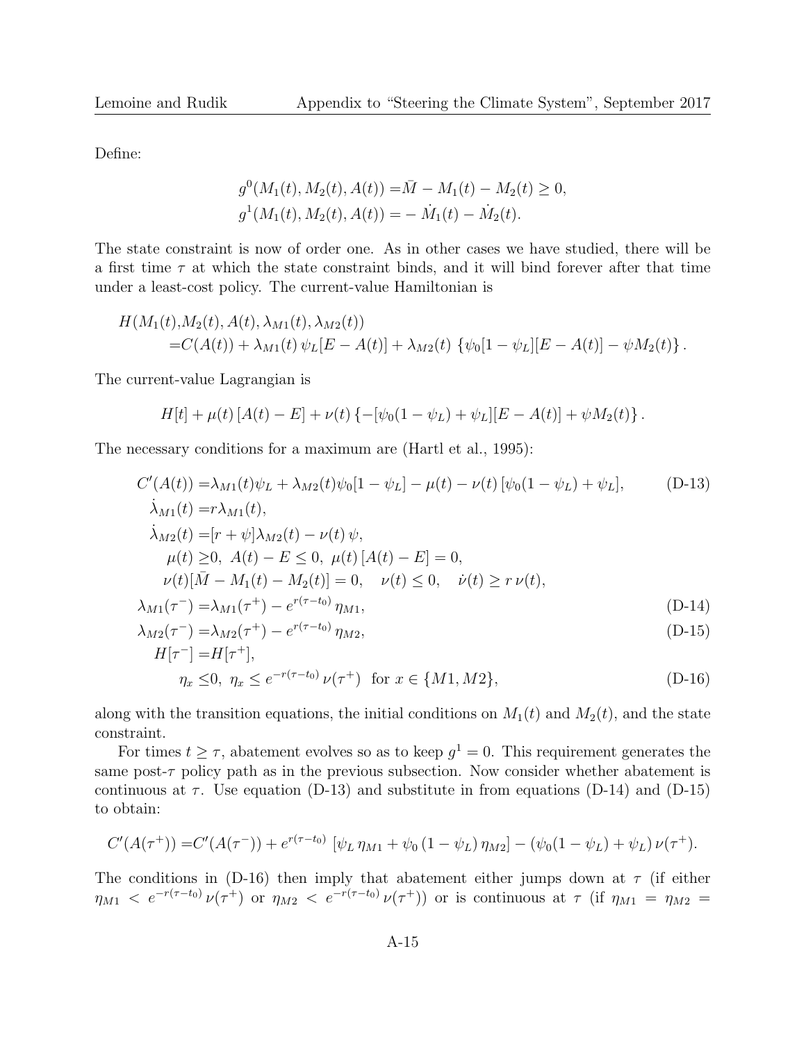Define:

$$
\begin{aligned}
g^0(M_1(t), M_2(t), A(t)) =& \bar{M} - M_1(t) - M_2(t) \geq 0, \\
g^1(M_1(t), M_2(t), A(t)) =& - \dot{M}_1(t) - \dot{M}_2(t).
\end{aligned}
$$

The state constraint is now of order one. As in other cases we have studied, there will be a first time $\tau$ at which the state constraint binds, and it will bind forever after that time under a least-cost policy. The current-value Hamiltonian is

$$
\begin{aligned}
H(M_1(t),&M_2(t), A(t), \lambda_{M1}(t), \lambda_{M2}(t)) \\
&= C(A(t)) + \lambda_{M1}(t)\, \psi_L [E - A(t)] + \lambda_{M2}(t)\, \{\psi_0 [1 - \psi_L][E - A(t)] - \psi M_2(t)\}.
\end{aligned}
$$

The current-value Lagrangian is

$$
H[t] + \mu(t)\, [A(t) - E] + \nu(t)\, \{-[\psi_0(1 - \psi_L) + \psi_L][E - A(t)] + \psi M_2(t)\}.
$$

The necessary conditions for a maximum are (Hartl et al., 1995):

$$
\begin{aligned}
C'(A(t)) =& \lambda_{M1}(t)\psi_L + \lambda_{M2}(t)\psi_0[1 - \psi_L] - \mu(t) - \nu(t)\, [\psi_0(1 - \psi_L) + \psi_L], \qquad \text{(D-13)} \\
\dot{\lambda}_{M1}(t) =& r\lambda_{M1}(t), \\
\dot{\lambda}_{M2}(t) =& [r + \psi]\lambda_{M2}(t) - \nu(t)\, \psi, \\
\mu(t) \geq& 0,\ A(t) - E \leq 0,\ \mu(t)\, [A(t) - E] = 0, \\
\nu(t)[\bar{M} - M_1(t) - M_2(t)] =& 0, \quad \nu(t) \leq 0, \quad \dot{\nu}(t) \geq r\, \nu(t), \\
\lambda_{M1}(\tau^-) =& \lambda_{M1}(\tau^+) - e^{r(\tau - t_0)}\, \eta_{M1}, \qquad \text{(D-14)} \\
\lambda_{M2}(\tau^-) =& \lambda_{M2}(\tau^+) - e^{r(\tau - t_0)}\, \eta_{M2}, \qquad \text{(D-15)} \\
H[\tau^-] =& H[\tau^+], \\
\eta_x \leq& 0,\ \eta_x \leq e^{-r(\tau - t_0)}\, \nu(\tau^+) \text{ for } x \in \{M1, M2\}, \qquad \text{(D-16)}
\end{aligned}
$$

along with the transition equations, the initial conditions on $M_1(t)$ and $M_2(t)$, and the state constraint.

For times $t \geq \tau$, abatement evolves so as to keep $g^1 = 0$. This requirement generates the same post-$\tau$ policy path as in the previous subsection. Now consider whether abatement is continuous at $\tau$. Use equation (D-13) and substitute in from equations (D-14) and (D-15) to obtain:

$$
C'(A(\tau^+)) = C'(A(\tau^-)) + e^{r(\tau - t_0)}\, [\psi_L\, \eta_{M1} + \psi_0\, (1 - \psi_L)\, \eta_{M2}] - (\psi_0(1 - \psi_L) + \psi_L)\, \nu(\tau^+).
$$

The conditions in (D-16) then imply that abatement either jumps down at $\tau$ (if either $\eta_{M1} < e^{-r(\tau - t_0)}\, \nu(\tau^+)$ or $\eta_{M2} < e^{-r(\tau - t_0)}\, \nu(\tau^+)$) or is continuous at $\tau$ (if $\eta_{M1} = \eta_{M2} =$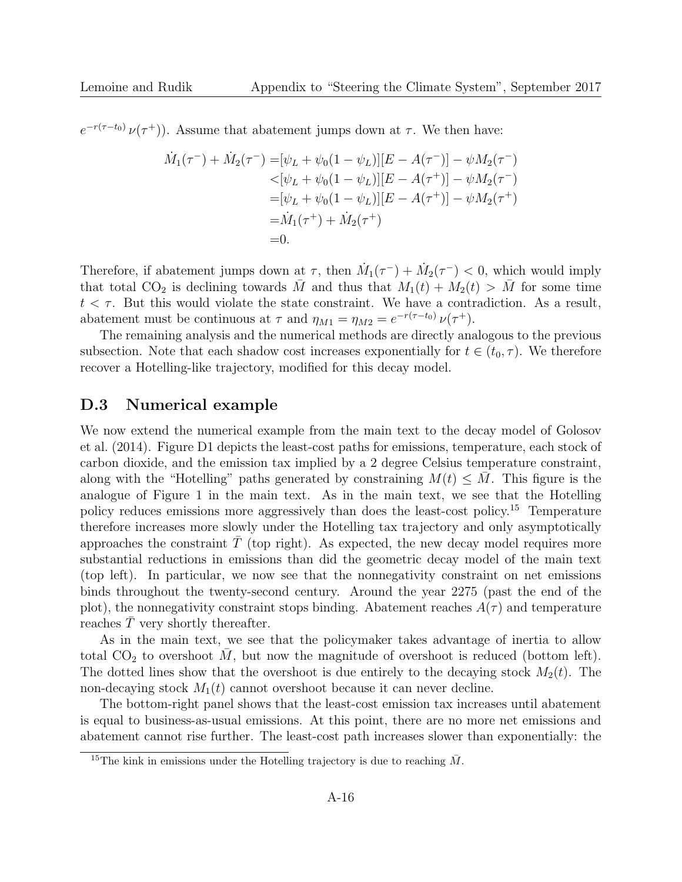$e^{-r(\tau-t_0)}\,\nu(\tau^+)$). Assume that abatement jumps down at $\tau$. We then have:

$$
\begin{aligned}
\dot{M}_1(\tau^-) + \dot{M}_2(\tau^-) =& [\psi_L + \psi_0(1-\psi_L)][E - A(\tau^-)] - \psi M_2(\tau^-)\\
<& [\psi_L + \psi_0(1-\psi_L)][E - A(\tau^+)] - \psi M_2(\tau^-)\\
=& [\psi_L + \psi_0(1-\psi_L)][E - A(\tau^+)] - \psi M_2(\tau^+)\\
=& \dot{M}_1(\tau^+) + \dot{M}_2(\tau^+)\\
=& 0.
\end{aligned}
$$

Therefore, if abatement jumps down at $\tau$, then $\dot{M}_1(\tau^-) + \dot{M}_2(\tau^-) < 0$, which would imply that total $CO_2$ is declining towards $\bar{M}$ and thus that $M_1(t) + M_2(t) > \bar{M}$ for some time $t < \tau$. But this would violate the state constraint. We have a contradiction. As a result, abatement must be continuous at $\tau$ and $\eta_{M1} = \eta_{M2} = e^{-r(\tau-t_0)}\,\nu(\tau^+)$.

The remaining analysis and the numerical methods are directly analogous to the previous subsection. Note that each shadow cost increases exponentially for $t \in (t_0, \tau)$. We therefore recover a Hotelling-like trajectory, modified for this decay model.

## D.3 Numerical example

We now extend the numerical example from the main text to the decay model of Golosov et al. (2014). Figure D1 depicts the least-cost paths for emissions, temperature, each stock of carbon dioxide, and the emission tax implied by a 2 degree Celsius temperature constraint, along with the "Hotelling" paths generated by constraining $M(t) \leq \bar{M}$. This figure is the analogue of Figure 1 in the main text. As in the main text, we see that the Hotelling policy reduces emissions more aggressively than does the least-cost policy.[15] Temperature therefore increases more slowly under the Hotelling tax trajectory and only asymptotically approaches the constraint $\bar{T}$ (top right). As expected, the new decay model requires more substantial reductions in emissions than did the geometric decay model of the main text (top left). In particular, we now see that the nonnegativity constraint on net emissions binds throughout the twenty-second century. Around the year 2275 (past the end of the plot), the nonnegativity constraint stops binding. Abatement reaches $A(\tau)$ and temperature reaches $\bar{T}$ very shortly thereafter.

As in the main text, we see that the policymaker takes advantage of inertia to allow total $CO_2$ to overshoot $\bar{M}$, but now the magnitude of overshoot is reduced (bottom left). The dotted lines show that the overshoot is due entirely to the decaying stock $M_2(t)$. The non-decaying stock $M_1(t)$ cannot overshoot because it can never decline.

The bottom-right panel shows that the least-cost emission tax increases until abatement is equal to business-as-usual emissions. At this point, there are no more net emissions and abatement cannot rise further. The least-cost path increases slower than exponentially: the

[15] The kink in emissions under the Hotelling trajectory is due to reaching $\bar{M}$.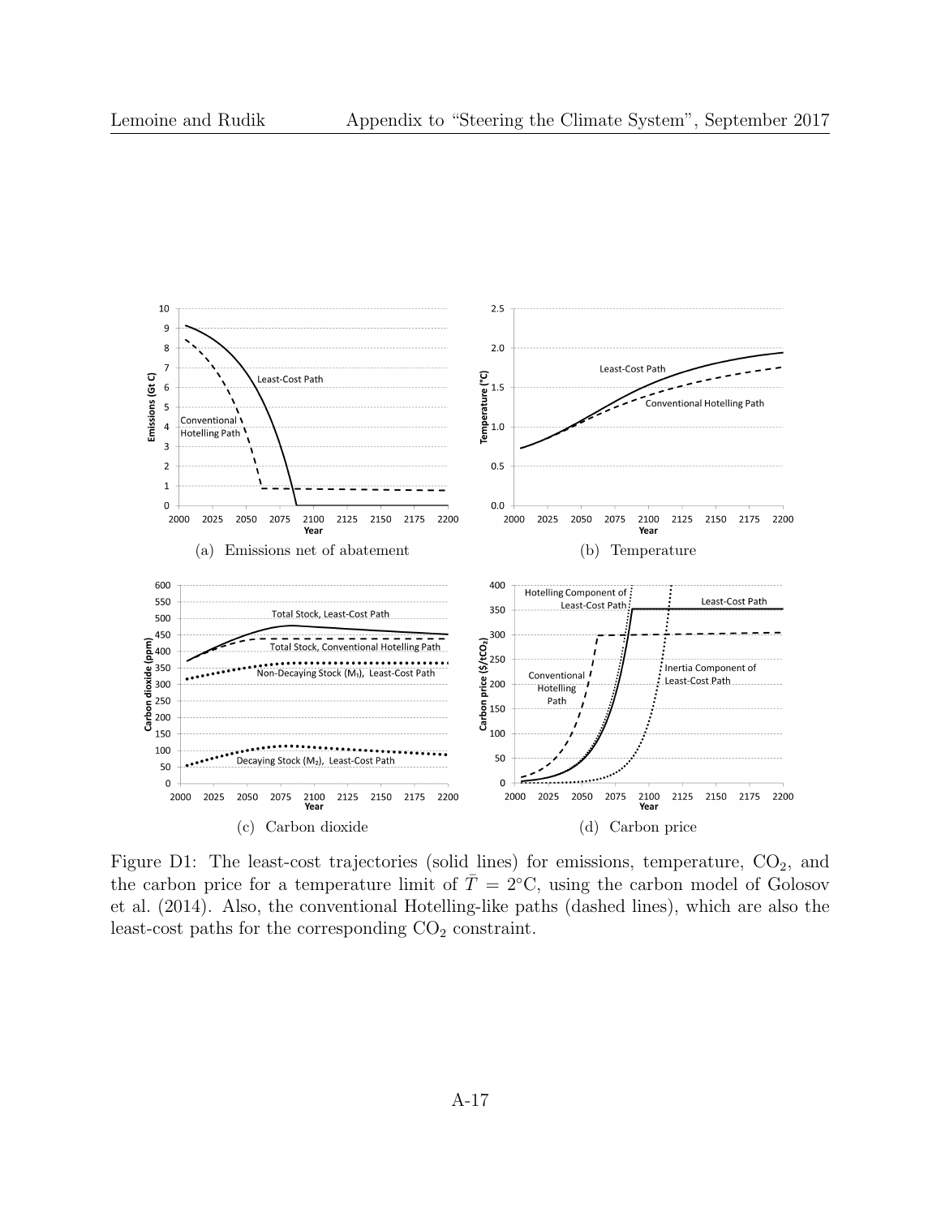(a) Emissions net of abatement

(b) Temperature

(c) Carbon dioxide

(d) Carbon price

Figure D1: The least-cost trajectories (solid lines) for emissions, temperature, $CO_2$, and the carbon price for a temperature limit of $\bar{T} = 2°C$, using the carbon model of Golosov et al. (2014). Also, the conventional Hotelling-like paths (dashed lines), which are also the least-cost paths for the corresponding $CO_2$ constraint.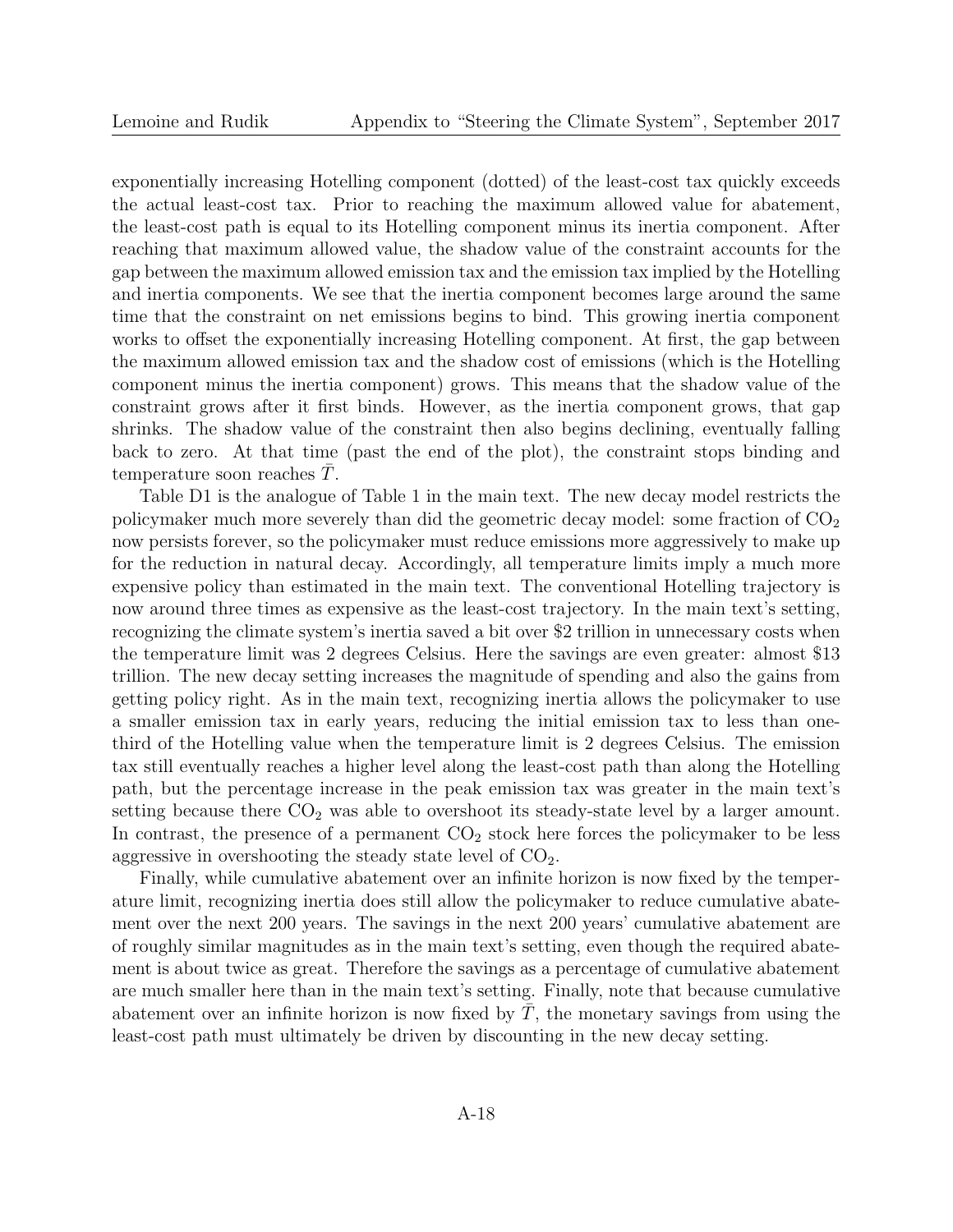exponentially increasing Hotelling component (dotted) of the least-cost tax quickly exceeds the actual least-cost tax. Prior to reaching the maximum allowed value for abatement, the least-cost path is equal to its Hotelling component minus its inertia component. After reaching that maximum allowed value, the shadow value of the constraint accounts for the gap between the maximum allowed emission tax and the emission tax implied by the Hotelling and inertia components. We see that the inertia component becomes large around the same time that the constraint on net emissions begins to bind. This growing inertia component works to offset the exponentially increasing Hotelling component. At first, the gap between the maximum allowed emission tax and the shadow cost of emissions (which is the Hotelling component minus the inertia component) grows. This means that the shadow value of the constraint grows after it first binds. However, as the inertia component grows, that gap shrinks. The shadow value of the constraint then also begins declining, eventually falling back to zero. At that time (past the end of the plot), the constraint stops binding and temperature soon reaches $\bar{T}$.

Table D1 is the analogue of Table 1 in the main text. The new decay model restricts the policymaker much more severely than did the geometric decay model: some fraction of $CO_2$ now persists forever, so the policymaker must reduce emissions more aggressively to make up for the reduction in natural decay. Accordingly, all temperature limits imply a much more expensive policy than estimated in the main text. The conventional Hotelling trajectory is now around three times as expensive as the least-cost trajectory. In the main text's setting, recognizing the climate system's inertia saved a bit over \$2 trillion in unnecessary costs when the temperature limit was 2 degrees Celsius. Here the savings are even greater: almost \$13 trillion. The new decay setting increases the magnitude of spending and also the gains from getting policy right. As in the main text, recognizing inertia allows the policymaker to use a smaller emission tax in early years, reducing the initial emission tax to less than one-third of the Hotelling value when the temperature limit is 2 degrees Celsius. The emission tax still eventually reaches a higher level along the least-cost path than along the Hotelling path, but the percentage increase in the peak emission tax was greater in the main text's setting because there $CO_2$ was able to overshoot its steady-state level by a larger amount. In contrast, the presence of a permanent $CO_2$ stock here forces the policymaker to be less aggressive in overshooting the steady state level of $CO_2$.

Finally, while cumulative abatement over an infinite horizon is now fixed by the temperature limit, recognizing inertia does still allow the policymaker to reduce cumulative abatement over the next 200 years. The savings in the next 200 years' cumulative abatement are of roughly similar magnitudes as in the main text's setting, even though the required abatement is about twice as great. Therefore the savings as a percentage of cumulative abatement are much smaller here than in the main text's setting. Finally, note that because cumulative abatement over an infinite horizon is now fixed by $\bar{T}$, the monetary savings from using the least-cost path must ultimately be driven by discounting in the new decay setting.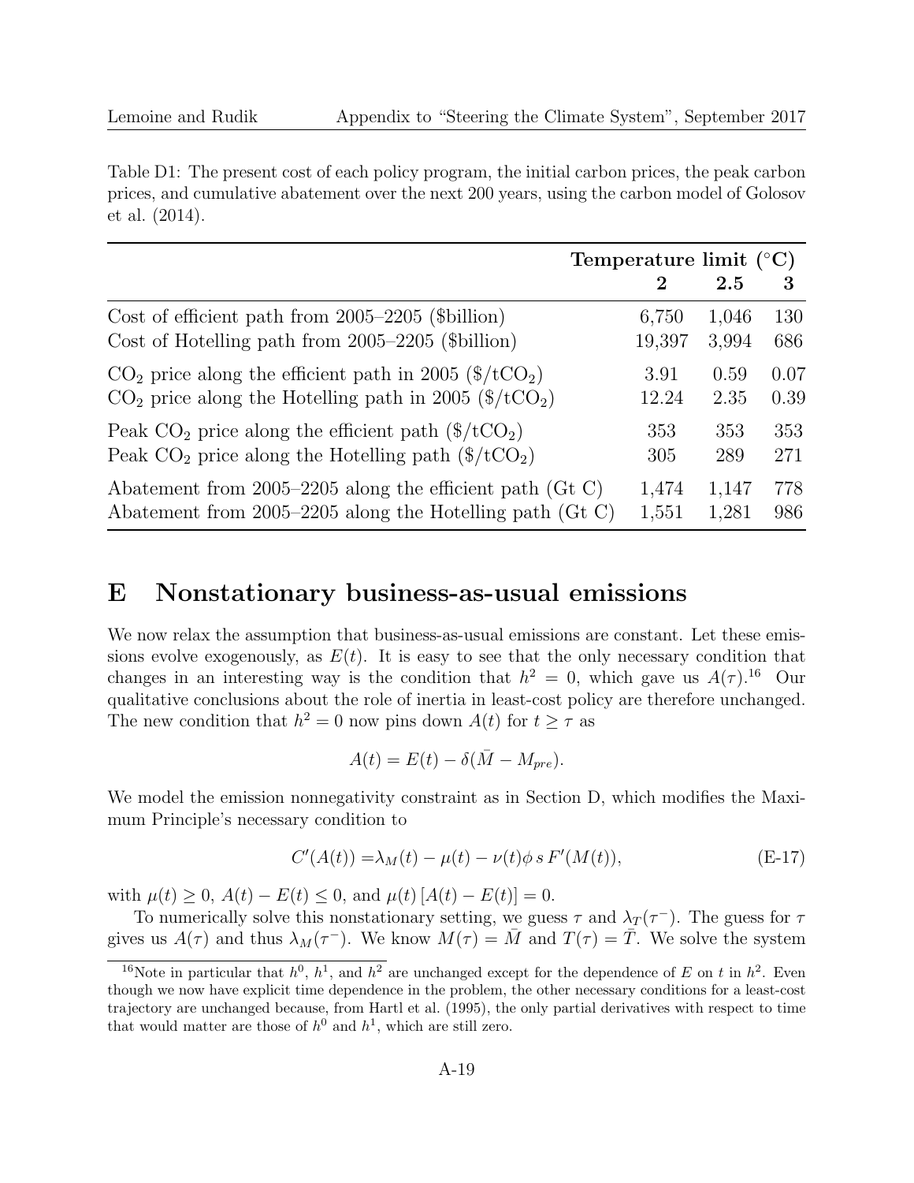Table D1: The present cost of each policy program, the initial carbon prices, the peak carbon prices, and cumulative abatement over the next 200 years, using the carbon model of Golosov et al. (2014).

| | **Temperature limit (°C)** | | |
|---|---|---|---|
| | **2** | **2.5** | **3** |
| Cost of efficient path from 2005–2205 ($billion) | 6,750 | 1,046 | 130 |
| Cost of Hotelling path from 2005–2205 ($billion) | 19,397 | 3,994 | 686 |
| $CO_2$ price along the efficient path in 2005 ($/t$CO_2$) | 3.91 | 0.59 | 0.07 |
| $CO_2$ price along the Hotelling path in 2005 ($/t$CO_2$) | 12.24 | 2.35 | 0.39 |
| Peak $CO_2$ price along the efficient path ($/t$CO_2$) | 353 | 353 | 353 |
| Peak $CO_2$ price along the Hotelling path ($/t$CO_2$) | 305 | 289 | 271 |
| Abatement from 2005–2205 along the efficient path (Gt C) | 1,474 | 1,147 | 778 |
| Abatement from 2005–2205 along the Hotelling path (Gt C) | 1,551 | 1,281 | 986 |

# E Nonstationary business-as-usual emissions

We now relax the assumption that business-as-usual emissions are constant. Let these emissions evolve exogenously, as $E(t)$. It is easy to see that the only necessary condition that changes in an interesting way is the condition that $h^2 = 0$, which gave us $A(\tau)$.[16] Our qualitative conclusions about the role of inertia in least-cost policy are therefore unchanged. The new condition that $h^2 = 0$ now pins down $A(t)$ for $t \geq \tau$ as

$$A(t) = E(t) - \delta(\bar{M} - M_{pre}).$$

We model the emission nonnegativity constraint as in Section D, which modifies the Maximum Principle's necessary condition to

$$C'(A(t)) = \lambda_M(t) - \mu(t) - \nu(t)\phi \, s \, F'(M(t)), \tag{E-17}$$

with $\mu(t) \geq 0$, $A(t) - E(t) \leq 0$, and $\mu(t) \left[A(t) - E(t)\right] = 0$.

To numerically solve this nonstationary setting, we guess $\tau$ and $\lambda_T(\tau^-)$. The guess for $\tau$ gives us $A(\tau)$ and thus $\lambda_M(\tau^-)$. We know $M(\tau) = \bar{M}$ and $T(\tau) = \bar{T}$. We solve the system

[16] Note in particular that $h^0$, $h^1$, and $h^2$ are unchanged except for the dependence of $E$ on $t$ in $h^2$. Even though we now have explicit time dependence in the problem, the other necessary conditions for a least-cost trajectory are unchanged because, from Hartl et al. (1995), the only partial derivatives with respect to time that would matter are those of $h^0$ and $h^1$, which are still zero.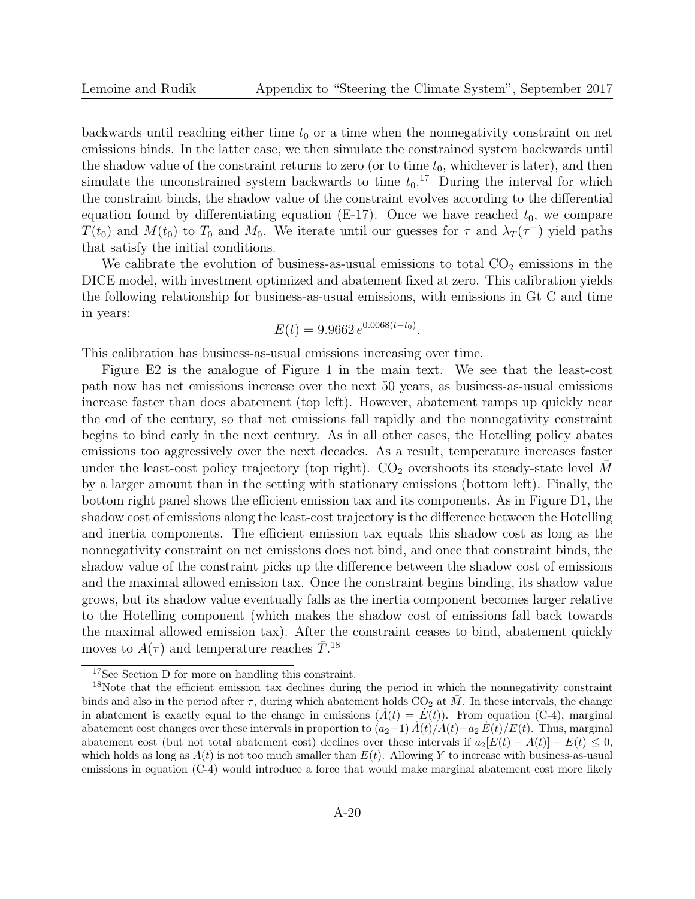backwards until reaching either time $t_0$ or a time when the nonnegativity constraint on net emissions binds. In the latter case, we then simulate the constrained system backwards until the shadow value of the constraint returns to zero (or to time $t_0$, whichever is later), and then simulate the unconstrained system backwards to time $t_0$.[17] During the interval for which the constraint binds, the shadow value of the constraint evolves according to the differential equation found by differentiating equation (E-17). Once we have reached $t_0$, we compare $T(t_0)$ and $M(t_0)$ to $T_0$ and $M_0$. We iterate until our guesses for $\tau$ and $\lambda_T(\tau^-)$ yield paths that satisfy the initial conditions.

We calibrate the evolution of business-as-usual emissions to total $CO_2$ emissions in the DICE model, with investment optimized and abatement fixed at zero. This calibration yields the following relationship for business-as-usual emissions, with emissions in Gt C and time in years:

$$E(t) = 9.9662\, e^{0.0068(t-t_0)}.$$

This calibration has business-as-usual emissions increasing over time.

Figure E2 is the analogue of Figure 1 in the main text. We see that the least-cost path now has net emissions increase over the next 50 years, as business-as-usual emissions increase faster than does abatement (top left). However, abatement ramps up quickly near the end of the century, so that net emissions fall rapidly and the nonnegativity constraint begins to bind early in the next century. As in all other cases, the Hotelling policy abates emissions too aggressively over the next decades. As a result, temperature increases faster under the least-cost policy trajectory (top right). $CO_2$ overshoots its steady-state level $\bar{M}$ by a larger amount than in the setting with stationary emissions (bottom left). Finally, the bottom right panel shows the efficient emission tax and its components. As in Figure D1, the shadow cost of emissions along the least-cost trajectory is the difference between the Hotelling and inertia components. The efficient emission tax equals this shadow cost as long as the nonnegativity constraint on net emissions does not bind, and once that constraint binds, the shadow value of the constraint picks up the difference between the shadow cost of emissions and the maximal allowed emission tax. Once the constraint begins binding, its shadow value grows, but its shadow value eventually falls as the inertia component becomes larger relative to the Hotelling component (which makes the shadow cost of emissions fall back towards the maximal allowed emission tax). After the constraint ceases to bind, abatement quickly moves to $A(\tau)$ and temperature reaches $\bar{T}$.[18]

[17] See Section D for more on handling this constraint.

[18] Note that the efficient emission tax declines during the period in which the nonnegativity constraint binds and also in the period after $\tau$, during which abatement holds $CO_2$ at $\bar{M}$. In these intervals, the change in abatement is exactly equal to the change in emissions ($\dot{A}(t) = \dot{E}(t)$). From equation (C-4), marginal abatement cost changes over these intervals in proportion to $(a_2-1)\,\dot{A}(t)/A(t) - a_2\,\dot{E}(t)/E(t)$. Thus, marginal abatement cost (but not total abatement cost) declines over these intervals if $a_2[E(t) - A(t)] - E(t) \leq 0$, which holds as long as $A(t)$ is not too much smaller than $E(t)$. Allowing $Y$ to increase with business-as-usual emissions in equation (C-4) would introduce a force that would make marginal abatement cost more likely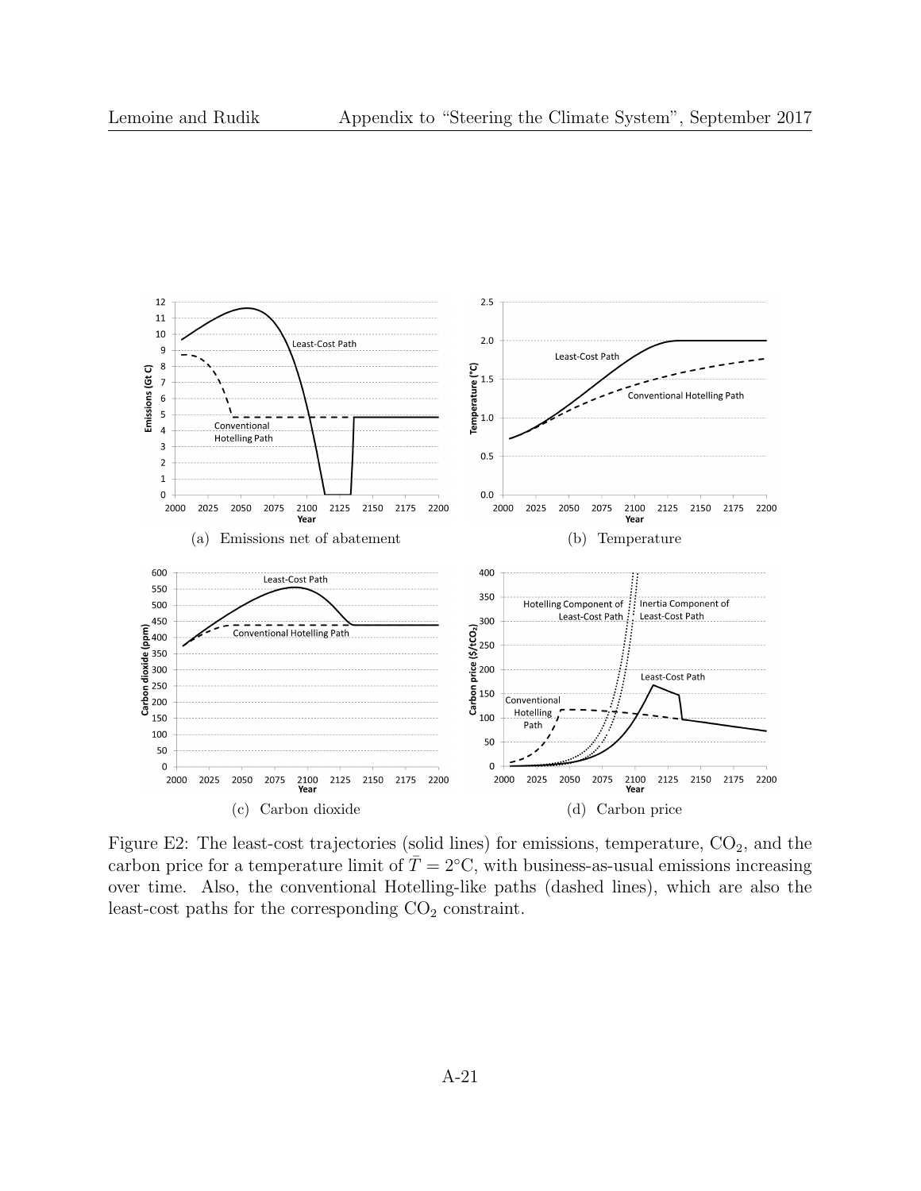(a) Emissions net of abatement

(b) Temperature

(c) Carbon dioxide

(d) Carbon price

Figure E2: The least-cost trajectories (solid lines) for emissions, temperature, $CO_2$, and the carbon price for a temperature limit of $\bar{T} = 2°C$, with business-as-usual emissions increasing over time. Also, the conventional Hotelling-like paths (dashed lines), which are also the least-cost paths for the corresponding $CO_2$ constraint.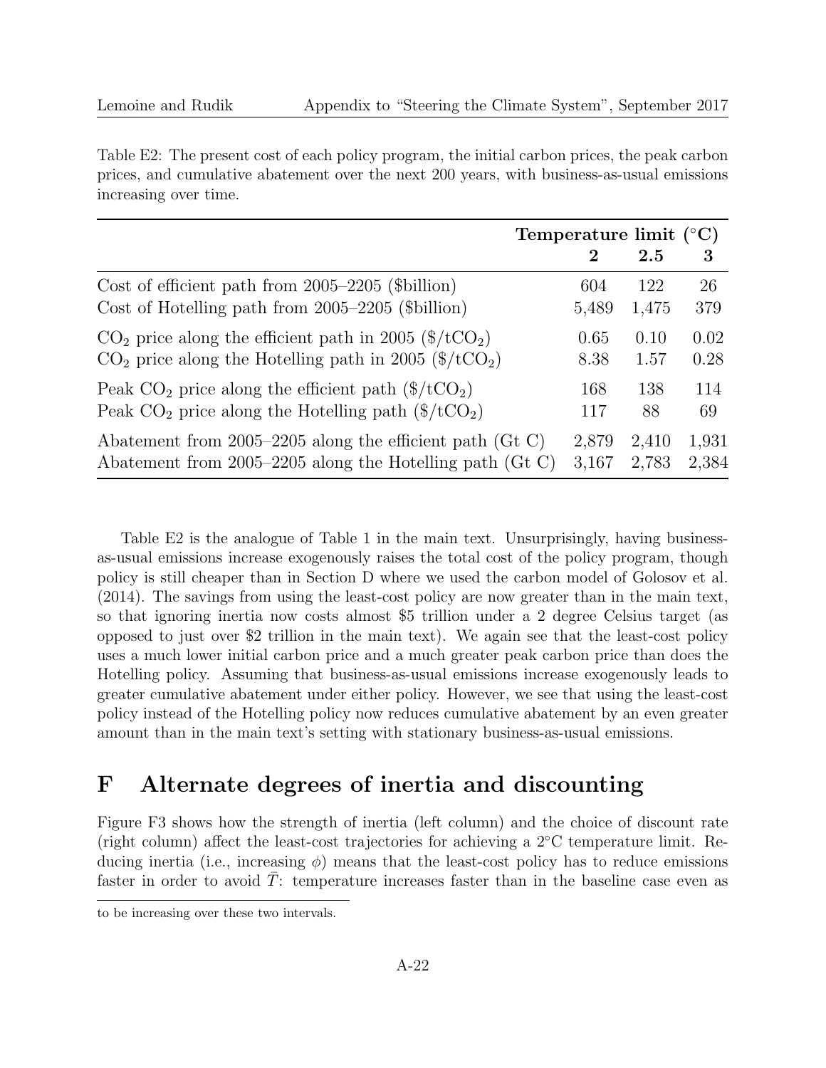Table E2: The present cost of each policy program, the initial carbon prices, the peak carbon prices, and cumulative abatement over the next 200 years, with business-as-usual emissions increasing over time.

| | **Temperature limit (°C)** | | |
|---|---|---|---|
| | **2** | **2.5** | **3** |
| Cost of efficient path from 2005–2205 ($billion) | 604 | 122 | 26 |
| Cost of Hotelling path from 2005–2205 ($billion) | 5,489 | 1,475 | 379 |
| $CO_2$ price along the efficient path in 2005 ($/t$CO_2$) | 0.65 | 0.10 | 0.02 |
| $CO_2$ price along the Hotelling path in 2005 ($/t$CO_2$) | 8.38 | 1.57 | 0.28 |
| Peak $CO_2$ price along the efficient path ($/t$CO_2$) | 168 | 138 | 114 |
| Peak $CO_2$ price along the Hotelling path ($/t$CO_2$) | 117 | 88 | 69 |
| Abatement from 2005–2205 along the efficient path (Gt C) | 2,879 | 2,410 | 1,931 |
| Abatement from 2005–2205 along the Hotelling path (Gt C) | 3,167 | 2,783 | 2,384 |

Table E2 is the analogue of Table 1 in the main text. Unsurprisingly, having business-as-usual emissions increase exogenously raises the total cost of the policy program, though policy is still cheaper than in Section D where we used the carbon model of Golosov et al. (2014). The savings from using the least-cost policy are now greater than in the main text, so that ignoring inertia now costs almost $5 trillion under a 2 degree Celsius target (as opposed to just over $2 trillion in the main text). We again see that the least-cost policy uses a much lower initial carbon price and a much greater peak carbon price than does the Hotelling policy. Assuming that business-as-usual emissions increase exogenously leads to greater cumulative abatement under either policy. However, we see that using the least-cost policy instead of the Hotelling policy now reduces cumulative abatement by an even greater amount than in the main text's setting with stationary business-as-usual emissions.

# F Alternate degrees of inertia and discounting

Figure F3 shows how the strength of inertia (left column) and the choice of discount rate (right column) affect the least-cost trajectories for achieving a 2°C temperature limit. Reducing inertia (i.e., increasing $\phi$) means that the least-cost policy has to reduce emissions faster in order to avoid $\bar{T}$: temperature increases faster than in the baseline case even as

to be increasing over these two intervals.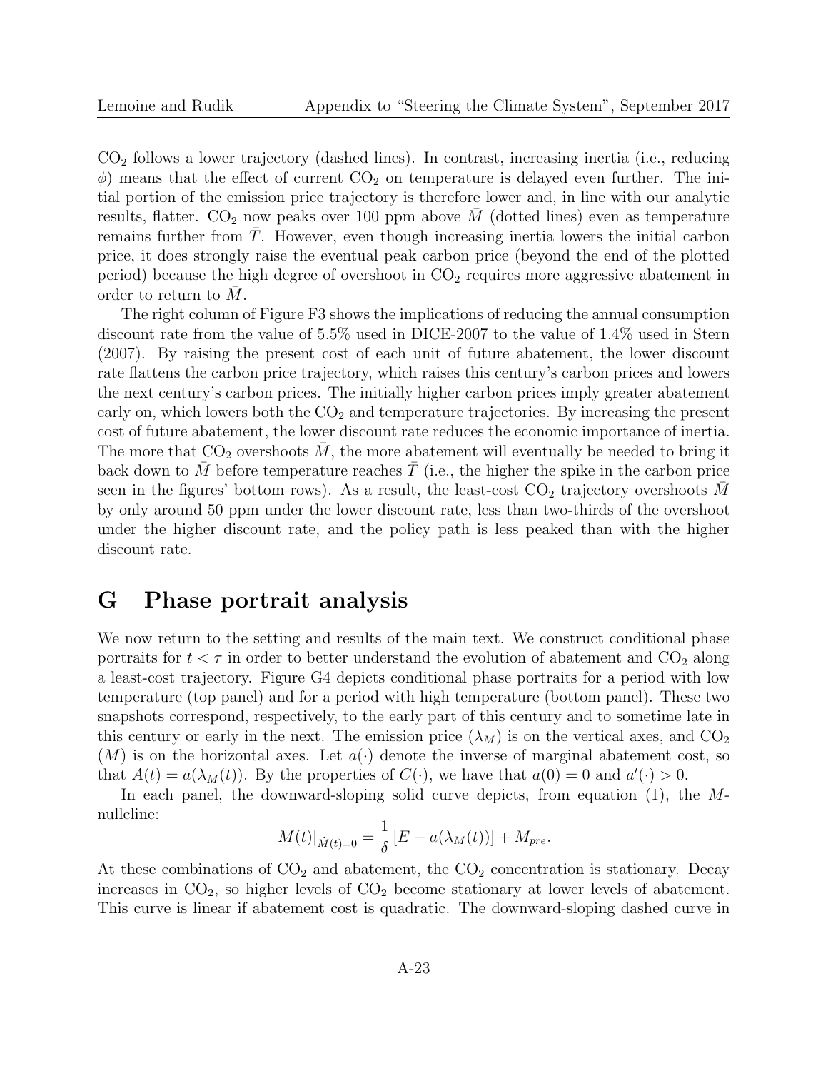$CO_2$ follows a lower trajectory (dashed lines). In contrast, increasing inertia (i.e., reducing $\phi$) means that the effect of current $CO_2$ on temperature is delayed even further. The initial portion of the emission price trajectory is therefore lower and, in line with our analytic results, flatter. $CO_2$ now peaks over 100 ppm above $\bar{M}$ (dotted lines) even as temperature remains further from $\bar{T}$. However, even though increasing inertia lowers the initial carbon price, it does strongly raise the eventual peak carbon price (beyond the end of the plotted period) because the high degree of overshoot in $CO_2$ requires more aggressive abatement in order to return to $\bar{M}$.

The right column of Figure F3 shows the implications of reducing the annual consumption discount rate from the value of 5.5% used in DICE-2007 to the value of 1.4% used in Stern (2007). By raising the present cost of each unit of future abatement, the lower discount rate flattens the carbon price trajectory, which raises this century's carbon prices and lowers the next century's carbon prices. The initially higher carbon prices imply greater abatement early on, which lowers both the $CO_2$ and temperature trajectories. By increasing the present cost of future abatement, the lower discount rate reduces the economic importance of inertia. The more that $CO_2$ overshoots $\bar{M}$, the more abatement will eventually be needed to bring it back down to $\bar{M}$ before temperature reaches $\bar{T}$ (i.e., the higher the spike in the carbon price seen in the figures' bottom rows). As a result, the least-cost $CO_2$ trajectory overshoots $\bar{M}$ by only around 50 ppm under the lower discount rate, less than two-thirds of the overshoot under the higher discount rate, and the policy path is less peaked than with the higher discount rate.

# G Phase portrait analysis

We now return to the setting and results of the main text. We construct conditional phase portraits for $t < \tau$ in order to better understand the evolution of abatement and $CO_2$ along a least-cost trajectory. Figure G4 depicts conditional phase portraits for a period with low temperature (top panel) and for a period with high temperature (bottom panel). These two snapshots correspond, respectively, to the early part of this century and to sometime late in this century or early in the next. The emission price ($\lambda_M$) is on the vertical axes, and $CO_2$ ($M$) is on the horizontal axes. Let $a(\cdot)$ denote the inverse of marginal abatement cost, so that $A(t) = a(\lambda_M(t))$. By the properties of $C(\cdot)$, we have that $a(0) = 0$ and $a'(\cdot) > 0$.

In each panel, the downward-sloping solid curve depicts, from equation (1), the $M$-nullcline:

$$M(t)|_{\dot{M}(t)=0} = \frac{1}{\delta}\left[E - a(\lambda_M(t))\right] + M_{pre}.$$

At these combinations of $CO_2$ and abatement, the $CO_2$ concentration is stationary. Decay increases in $CO_2$, so higher levels of $CO_2$ become stationary at lower levels of abatement. This curve is linear if abatement cost is quadratic. The downward-sloping dashed curve in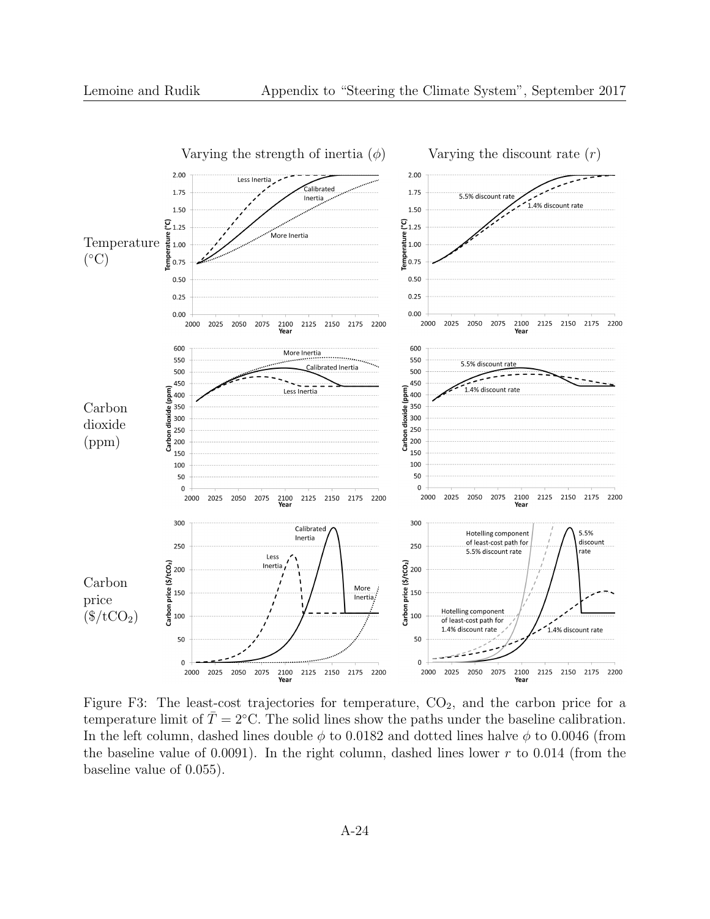Figure F3: The least-cost trajectories for temperature, $CO_2$, and the carbon price for a temperature limit of $\bar{T} = 2°C$. The solid lines show the paths under the baseline calibration. In the left column, dashed lines double $\phi$ to 0.0182 and dotted lines halve $\phi$ to 0.0046 (from the baseline value of 0.0091). In the right column, dashed lines lower $r$ to 0.014 (from the baseline value of 0.055).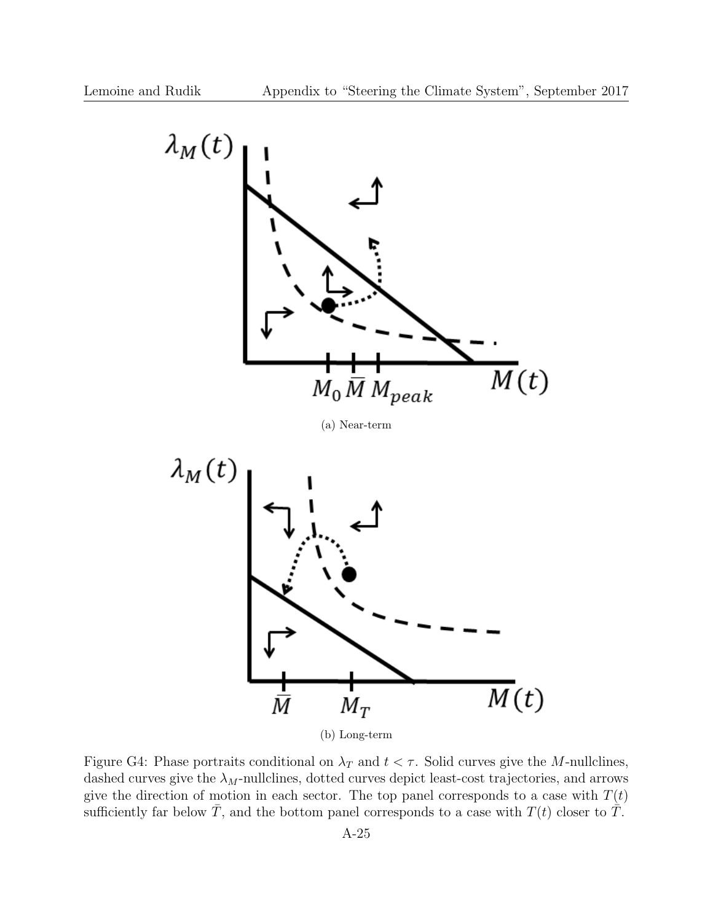(a) Near-term

(b) Long-term

Figure G4: Phase portraits conditional on $\lambda_T$ and $t < \tau$. Solid curves give the $M$-nullclines, dashed curves give the $\lambda_M$-nullclines, dotted curves depict least-cost trajectories, and arrows give the direction of motion in each sector. The top panel corresponds to a case with $T(t)$ sufficiently far below $\bar{T}$, and the bottom panel corresponds to a case with $T(t)$ closer to $\bar{T}$.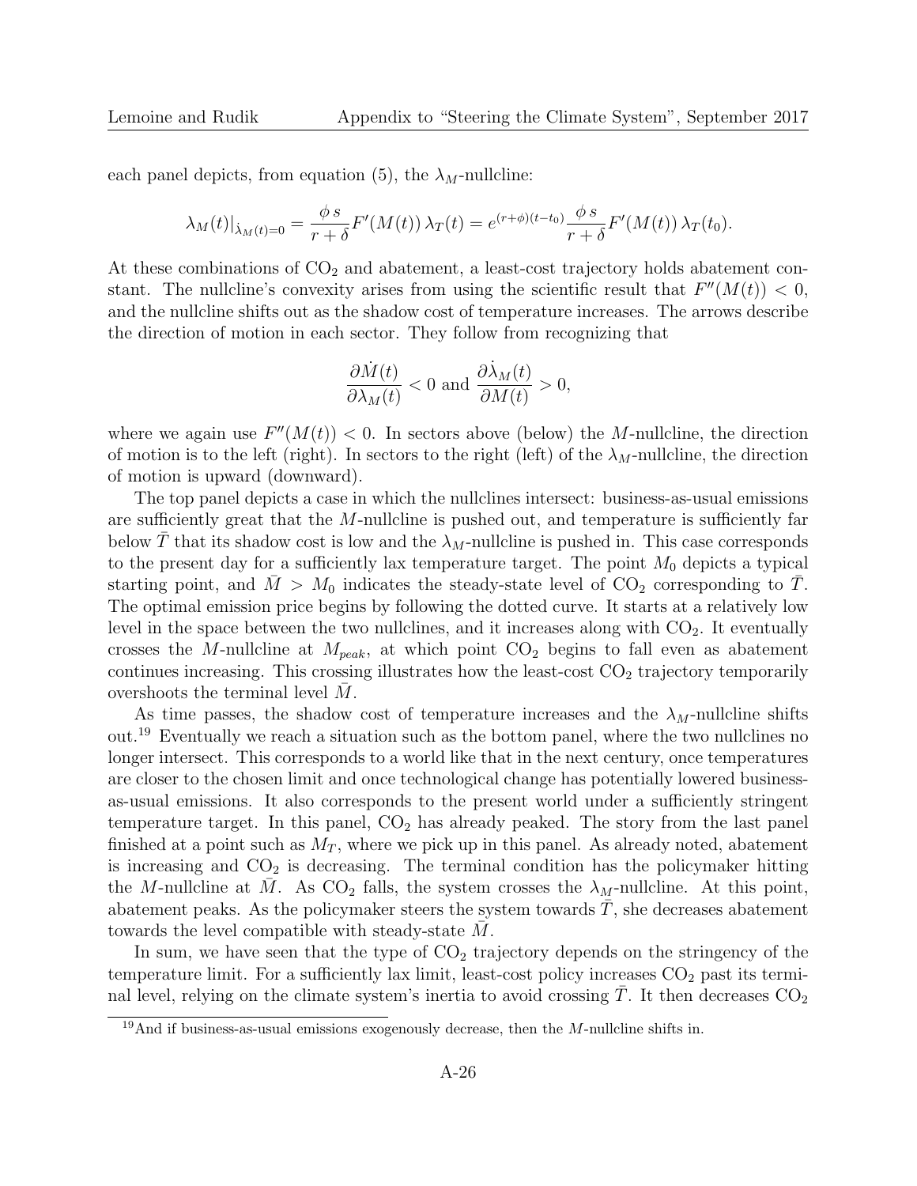each panel depicts, from equation (5), the $\lambda_M$-nullcline:

$$\lambda_M(t)|_{\dot{\lambda}_M(t)=0} = \frac{\phi\, s}{r+\delta} F'(M(t))\, \lambda_T(t) = e^{(r+\phi)(t-t_0)} \frac{\phi\, s}{r+\delta} F'(M(t))\, \lambda_T(t_0).$$

At these combinations of $CO_2$ and abatement, a least-cost trajectory holds abatement constant. The nullcline's convexity arises from using the scientific result that $F''(M(t)) < 0$, and the nullcline shifts out as the shadow cost of temperature increases. The arrows describe the direction of motion in each sector. They follow from recognizing that

$$\frac{\partial \dot{M}(t)}{\partial \lambda_M(t)} < 0 \text{ and } \frac{\partial \dot{\lambda}_M(t)}{\partial M(t)} > 0,$$

where we again use $F''(M(t)) < 0$. In sectors above (below) the $M$-nullcline, the direction of motion is to the left (right). In sectors to the right (left) of the $\lambda_M$-nullcline, the direction of motion is upward (downward).

The top panel depicts a case in which the nullclines intersect: business-as-usual emissions are sufficiently great that the $M$-nullcline is pushed out, and temperature is sufficiently far below $\bar{T}$ that its shadow cost is low and the $\lambda_M$-nullcline is pushed in. This case corresponds to the present day for a sufficiently lax temperature target. The point $M_0$ depicts a typical starting point, and $\bar{M} > M_0$ indicates the steady-state level of $CO_2$ corresponding to $\bar{T}$. The optimal emission price begins by following the dotted curve. It starts at a relatively low level in the space between the two nullclines, and it increases along with $CO_2$. It eventually crosses the $M$-nullcline at $M_{peak}$, at which point $CO_2$ begins to fall even as abatement continues increasing. This crossing illustrates how the least-cost $CO_2$ trajectory temporarily overshoots the terminal level $\bar{M}$.

As time passes, the shadow cost of temperature increases and the $\lambda_M$-nullcline shifts out.[19] Eventually we reach a situation such as the bottom panel, where the two nullclines no longer intersect. This corresponds to a world like that in the next century, once temperatures are closer to the chosen limit and once technological change has potentially lowered business-as-usual emissions. It also corresponds to the present world under a sufficiently stringent temperature target. In this panel, $CO_2$ has already peaked. The story from the last panel finished at a point such as $M_T$, where we pick up in this panel. As already noted, abatement is increasing and $CO_2$ is decreasing. The terminal condition has the policymaker hitting the $M$-nullcline at $\bar{M}$. As $CO_2$ falls, the system crosses the $\lambda_M$-nullcline. At this point, abatement peaks. As the policymaker steers the system towards $\bar{T}$, she decreases abatement towards the level compatible with steady-state $\bar{M}$.

In sum, we have seen that the type of $CO_2$ trajectory depends on the stringency of the temperature limit. For a sufficiently lax limit, least-cost policy increases $CO_2$ past its terminal level, relying on the climate system's inertia to avoid crossing $\bar{T}$. It then decreases $CO_2$

[19] And if business-as-usual emissions exogenously decrease, then the $M$-nullcline shifts in.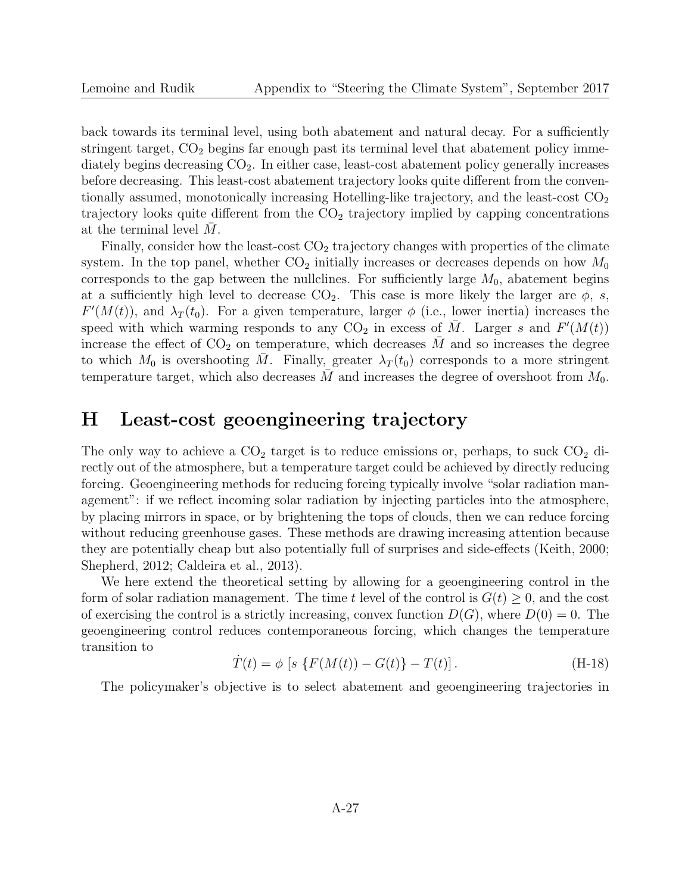back towards its terminal level, using both abatement and natural decay. For a sufficiently stringent target, $CO_2$ begins far enough past its terminal level that abatement policy immediately begins decreasing $CO_2$. In either case, least-cost abatement policy generally increases before decreasing. This least-cost abatement trajectory looks quite different from the conventionally assumed, monotonically increasing Hotelling-like trajectory, and the least-cost $CO_2$ trajectory looks quite different from the $CO_2$ trajectory implied by capping concentrations at the terminal level $\bar{M}$.

Finally, consider how the least-cost $CO_2$ trajectory changes with properties of the climate system. In the top panel, whether $CO_2$ initially increases or decreases depends on how $M_0$ corresponds to the gap between the nullclines. For sufficiently large $M_0$, abatement begins at a sufficiently high level to decrease $CO_2$. This case is more likely the larger are $\phi$, $s$, $F'(M(t))$, and $\lambda_T(t_0)$. For a given temperature, larger $\phi$ (i.e., lower inertia) increases the speed with which warming responds to any $CO_2$ in excess of $\bar{M}$. Larger $s$ and $F'(M(t))$ increase the effect of $CO_2$ on temperature, which decreases $\bar{M}$ and so increases the degree to which $M_0$ is overshooting $\bar{M}$. Finally, greater $\lambda_T(t_0)$ corresponds to a more stringent temperature target, which also decreases $\bar{M}$ and increases the degree of overshoot from $M_0$.

# H Least-cost geoengineering trajectory

The only way to achieve a $CO_2$ target is to reduce emissions or, perhaps, to suck $CO_2$ directly out of the atmosphere, but a temperature target could be achieved by directly reducing forcing. Geoengineering methods for reducing forcing typically involve "solar radiation management": if we reflect incoming solar radiation by injecting particles into the atmosphere, by placing mirrors in space, or by brightening the tops of clouds, then we can reduce forcing without reducing greenhouse gases. These methods are drawing increasing attention because they are potentially cheap but also potentially full of surprises and side-effects (Keith, 2000; Shepherd, 2012; Caldeira et al., 2013).

We here extend the theoretical setting by allowing for a geoengineering control in the form of solar radiation management. The time $t$ level of the control is $G(t) \geq 0$, and the cost of exercising the control is a strictly increasing, convex function $D(G)$, where $D(0) = 0$. The geoengineering control reduces contemporaneous forcing, which changes the temperature transition to

$$\dot{T}(t) = \phi \left[ s \left\{ F(M(t)) - G(t) \right\} - T(t) \right]. \tag{H-18}$$

The policymaker's objective is to select abatement and geoengineering trajectories in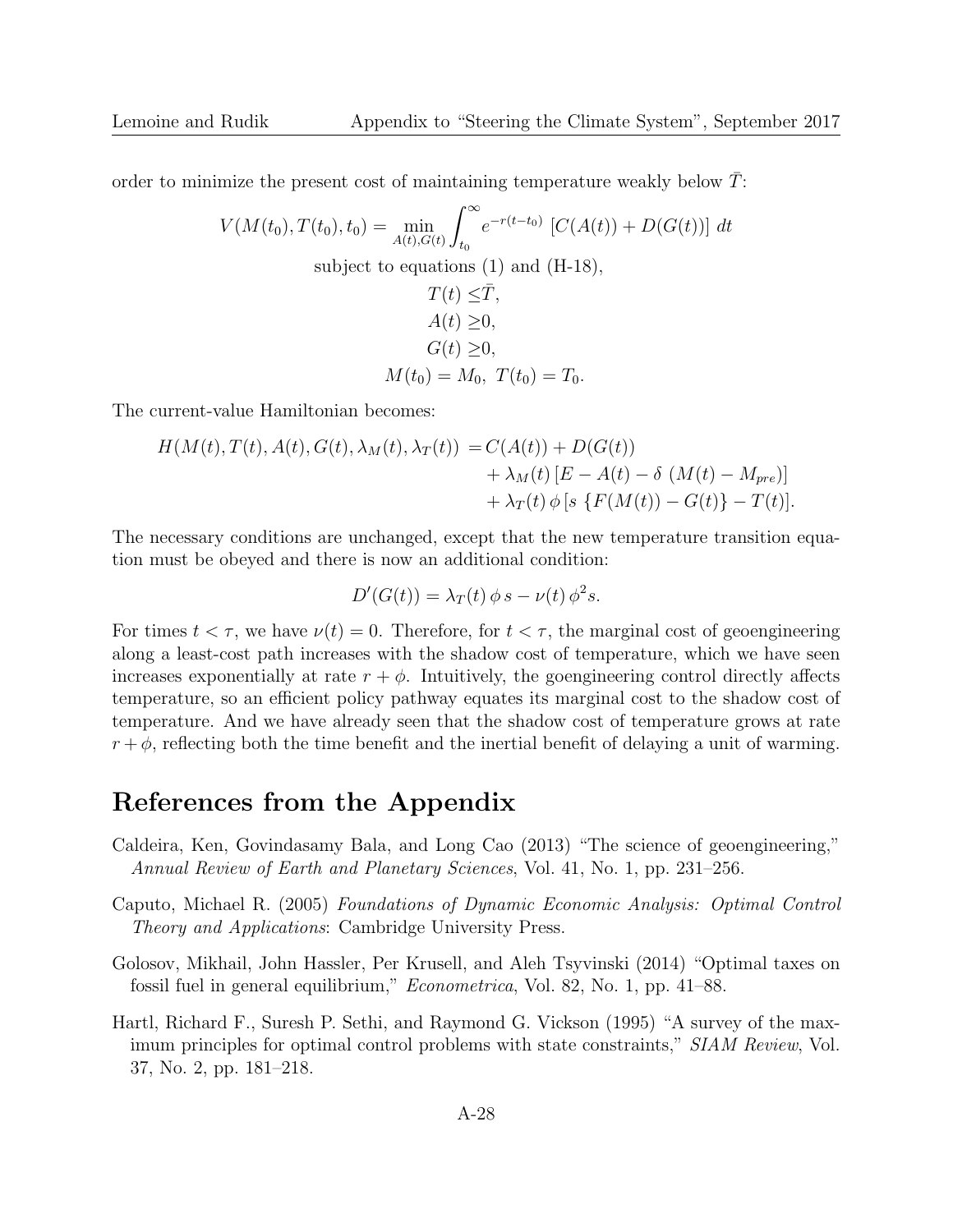order to minimize the present cost of maintaining temperature weakly below $\bar{T}$:

$$V(M(t_0), T(t_0), t_0) = \min_{A(t), G(t)} \int_{t_0}^{\infty} e^{-r(t-t_0)} \left[C(A(t)) + D(G(t))\right] dt$$

$$\text{subject to equations (1) and (H-18),}$$

$$\begin{aligned} T(t) \leq & \bar{T}, \\ A(t) \geq & 0, \\ G(t) \geq & 0, \\ M(t_0) = M_0, \; & T(t_0) = T_0. \end{aligned}$$

The current-value Hamiltonian becomes:

$$\begin{aligned} H(M(t), T(t), A(t), G(t), \lambda_M(t), \lambda_T(t)) =& \, C(A(t)) + D(G(t)) \\ &+ \lambda_M(t) \left[E - A(t) - \delta \, (M(t) - M_{pre})\right] \\ &+ \lambda_T(t) \, \phi \left[s \, \{F(M(t)) - G(t)\} - T(t)\right]. \end{aligned}$$

The necessary conditions are unchanged, except that the new temperature transition equation must be obeyed and there is now an additional condition:

$$D'(G(t)) = \lambda_T(t) \, \phi \, s - \nu(t) \, \phi^2 s.$$

For times $t < \tau$, we have $\nu(t) = 0$. Therefore, for $t < \tau$, the marginal cost of geoengineering along a least-cost path increases with the shadow cost of temperature, which we have seen increases exponentially at rate $r + \phi$. Intuitively, the goengineering control directly affects temperature, so an efficient policy pathway equates its marginal cost to the shadow cost of temperature. And we have already seen that the shadow cost of temperature grows at rate $r + \phi$, reflecting both the time benefit and the inertial benefit of delaying a unit of warming.

## References from the Appendix

Caldeira, Ken, Govindasamy Bala, and Long Cao (2013) "The science of geoengineering," *Annual Review of Earth and Planetary Sciences*, Vol. 41, No. 1, pp. 231–256.

Caputo, Michael R. (2005) *Foundations of Dynamic Economic Analysis: Optimal Control Theory and Applications*: Cambridge University Press.

Golosov, Mikhail, John Hassler, Per Krusell, and Aleh Tsyvinski (2014) "Optimal taxes on fossil fuel in general equilibrium," *Econometrica*, Vol. 82, No. 1, pp. 41–88.

Hartl, Richard F., Suresh P. Sethi, and Raymond G. Vickson (1995) "A survey of the maximum principles for optimal control problems with state constraints," *SIAM Review*, Vol. 37, No. 2, pp. 181–218.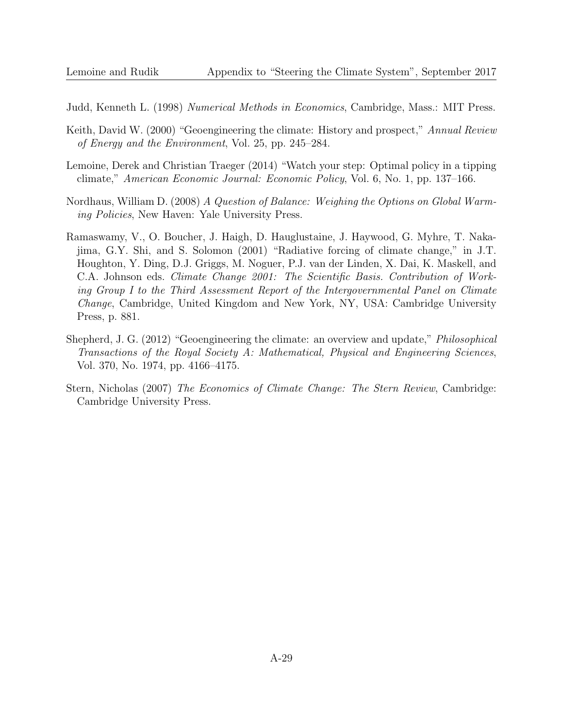Judd, Kenneth L. (1998) *Numerical Methods in Economics*, Cambridge, Mass.: MIT Press.

Keith, David W. (2000) "Geoengineering the climate: History and prospect," *Annual Review of Energy and the Environment*, Vol. 25, pp. 245–284.

Lemoine, Derek and Christian Traeger (2014) "Watch your step: Optimal policy in a tipping climate," *American Economic Journal: Economic Policy*, Vol. 6, No. 1, pp. 137–166.

Nordhaus, William D. (2008) *A Question of Balance: Weighing the Options on Global Warming Policies*, New Haven: Yale University Press.

Ramaswamy, V., O. Boucher, J. Haigh, D. Hauglustaine, J. Haywood, G. Myhre, T. Nakajima, G.Y. Shi, and S. Solomon (2001) "Radiative forcing of climate change," in J.T. Houghton, Y. Ding, D.J. Griggs, M. Noguer, P.J. van der Linden, X. Dai, K. Maskell, and C.A. Johnson eds. *Climate Change 2001: The Scientific Basis. Contribution of Working Group I to the Third Assessment Report of the Intergovernmental Panel on Climate Change*, Cambridge, United Kingdom and New York, NY, USA: Cambridge University Press, p. 881.

Shepherd, J. G. (2012) "Geoengineering the climate: an overview and update," *Philosophical Transactions of the Royal Society A: Mathematical, Physical and Engineering Sciences*, Vol. 370, No. 1974, pp. 4166–4175.

Stern, Nicholas (2007) *The Economics of Climate Change: The Stern Review*, Cambridge: Cambridge University Press.